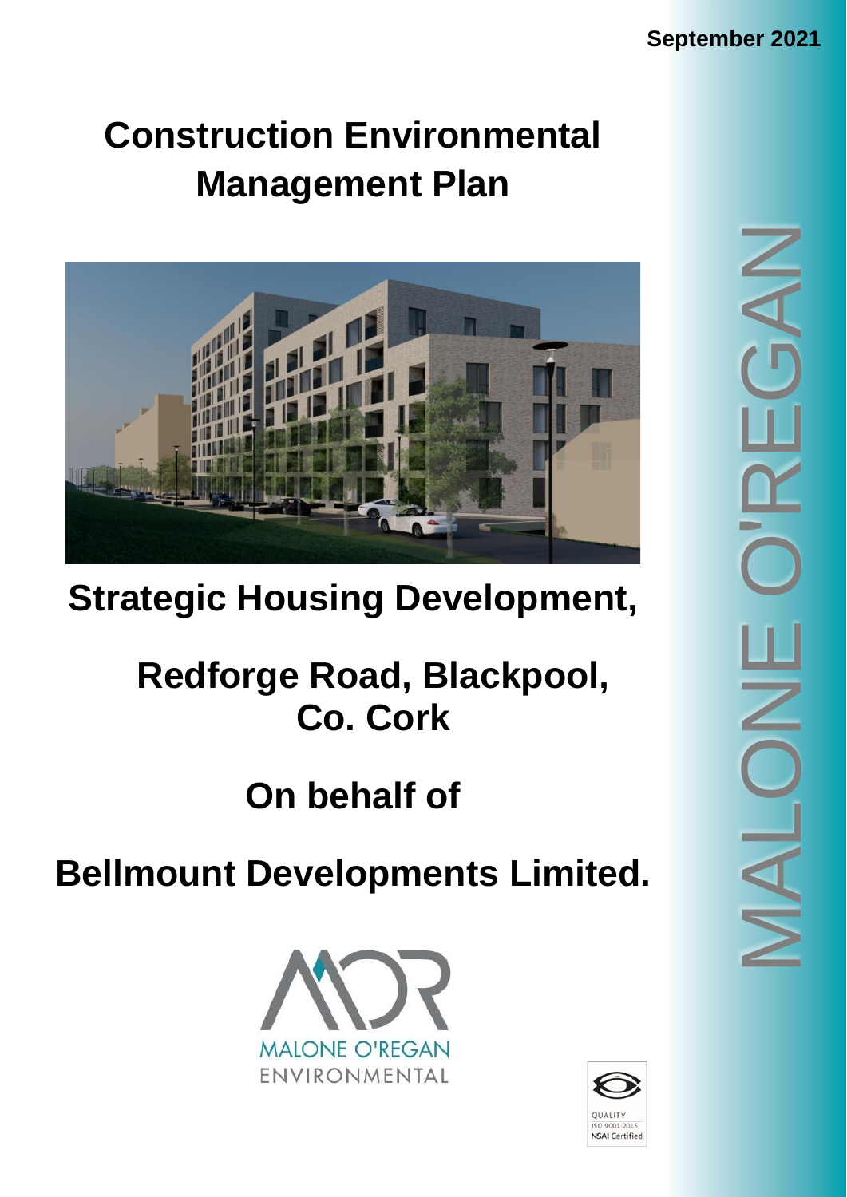September 2021

# Construction Environmental Management Plan

## Strategic Housing Development,

## Redforge Road, Blackpool, Co. Cork

## On behalf of

## Bellmount Developments Limited.

MALONE O'REGAN ENVIRONMENTAL

QUALITY ISO 9001:2015 NSAI Certified

MALONE O'REGAN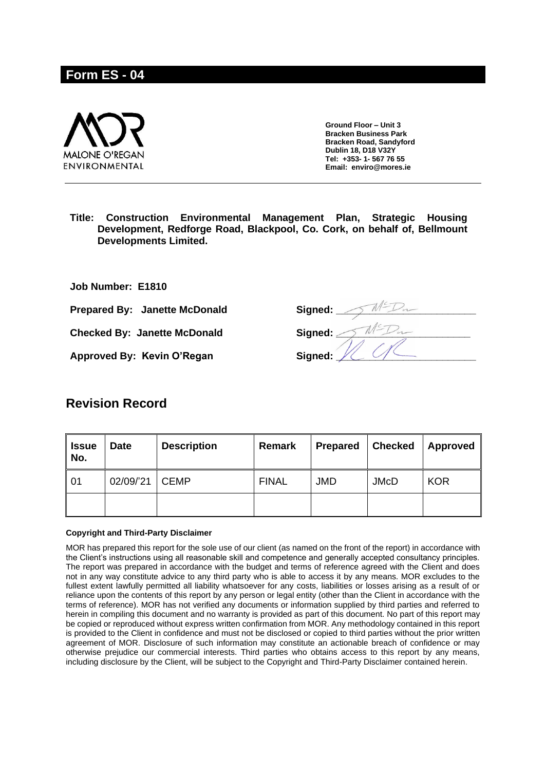## Form ES - 04

MALONE O'REGAN
ENVIRONMENTAL

**Ground Floor – Unit 3**
**Bracken Business Park**
**Bracken Road, Sandyford**
**Dublin 18, D18 V32Y**
**Tel: +353- 1- 567 76 55**
**Email: enviro@mores.ie**

**Title: Construction Environmental Management Plan, Strategic Housing Development, Redforge Road, Blackpool, Co. Cork, on behalf of, Bellmount Developments Limited.**

**Job Number: E1810**

**Prepared By: Janette McDonald** **Signed:** \_\_\_\_\_\_\_\_\_\_

**Checked By: Janette McDonald** **Signed:** \_\_\_\_\_\_\_\_\_\_

**Approved By: Kevin O'Regan** **Signed:** \_\_\_\_\_\_\_\_\_\_

## Revision Record

| Issue No. | Date | Description | Remark | Prepared | Checked | Approved |
|---|---|---|---|---|---|---|
| 01 | 02/09/'21 | CEMP | FINAL | JMD | JMcD | KOR |
| | | | | | | |

**Copyright and Third-Party Disclaimer**

MOR has prepared this report for the sole use of our client (as named on the front of the report) in accordance with the Client's instructions using all reasonable skill and competence and generally accepted consultancy principles. The report was prepared in accordance with the budget and terms of reference agreed with the Client and does not in any way constitute advice to any third party who is able to access it by any means. MOR excludes to the fullest extent lawfully permitted all liability whatsoever for any costs, liabilities or losses arising as a result of or reliance upon the contents of this report by any person or legal entity (other than the Client in accordance with the terms of reference). MOR has not verified any documents or information supplied by third parties and referred to herein in compiling this document and no warranty is provided as part of this document. No part of this report may be copied or reproduced without express written confirmation from MOR. Any methodology contained in this report is provided to the Client in confidence and must not be disclosed or copied to third parties without the prior written agreement of MOR. Disclosure of such information may constitute an actionable breach of confidence or may otherwise prejudice our commercial interests. Third parties who obtains access to this report by any means, including disclosure by the Client, will be subject to the Copyright and Third-Party Disclaimer contained herein.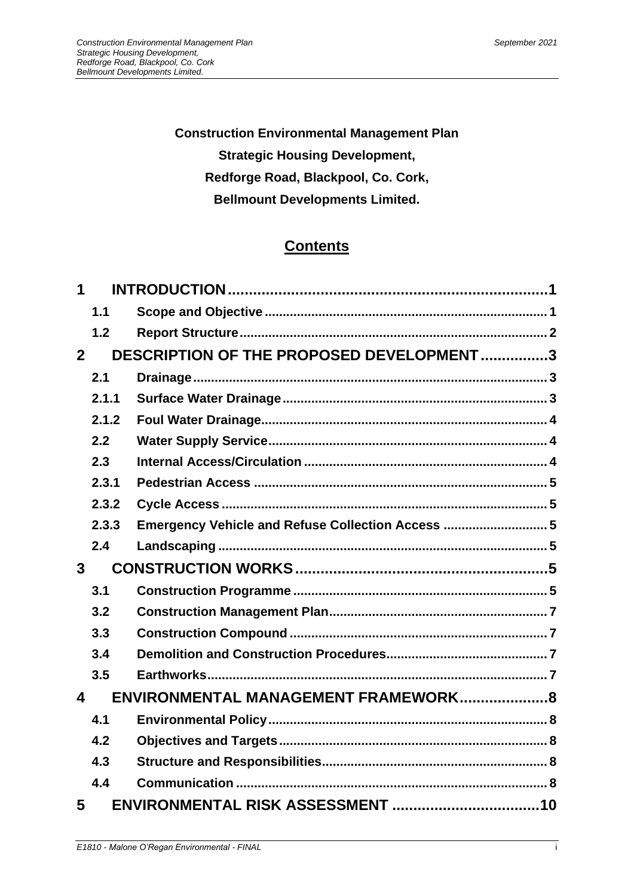**Construction Environmental Management Plan**

**Strategic Housing Development,**

**Redforge Road, Blackpool, Co. Cork,**

**Bellmount Developments Limited.**

## Contents

| | | |
|---|---|---|
| **1** | **INTRODUCTION** | **1** |
| 1.1 | Scope and Objective | 1 |
| 1.2 | Report Structure | 2 |
| **2** | **DESCRIPTION OF THE PROPOSED DEVELOPMENT** | **3** |
| 2.1 | Drainage | 3 |
| 2.1.1 | Surface Water Drainage | 3 |
| 2.1.2 | Foul Water Drainage | 4 |
| 2.2 | Water Supply Service | 4 |
| 2.3 | Internal Access/Circulation | 4 |
| 2.3.1 | Pedestrian Access | 5 |
| 2.3.2 | Cycle Access | 5 |
| 2.3.3 | Emergency Vehicle and Refuse Collection Access | 5 |
| 2.4 | Landscaping | 5 |
| **3** | **CONSTRUCTION WORKS** | **5** |
| 3.1 | Construction Programme | 5 |
| 3.2 | Construction Management Plan | 7 |
| 3.3 | Construction Compound | 7 |
| 3.4 | Demolition and Construction Procedures | 7 |
| 3.5 | Earthworks | 7 |
| **4** | **ENVIRONMENTAL MANAGEMENT FRAMEWORK** | **8** |
| 4.1 | Environmental Policy | 8 |
| 4.2 | Objectives and Targets | 8 |
| 4.3 | Structure and Responsibilities | 8 |
| 4.4 | Communication | 8 |
| **5** | **ENVIRONMENTAL RISK ASSESSMENT** | **10** |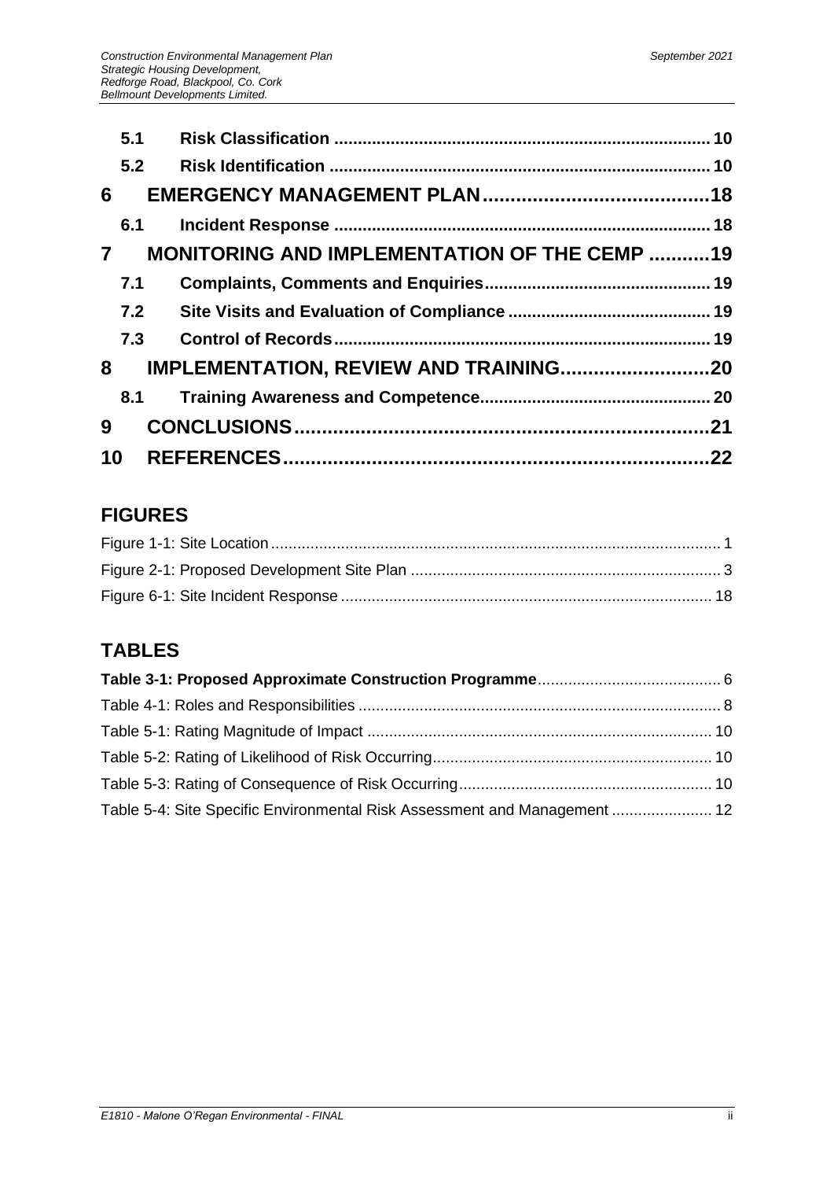**5.1 Risk Classification ............................................................................... 10**

**5.2 Risk Identification ............................................................................... 10**

**6 EMERGENCY MANAGEMENT PLAN........................................18**

**6.1 Incident Response .............................................................................. 18**

**7 MONITORING AND IMPLEMENTATION OF THE CEMP ...........19**

**7.1 Complaints, Comments and Enquiries............................................... 19**

**7.2 Site Visits and Evaluation of Compliance .......................................... 19**

**7.3 Control of Records.............................................................................. 19**

**8 IMPLEMENTATION, REVIEW AND TRAINING..........................20**

**8.1 Training Awareness and Competence............................................... 20**

**9 CONCLUSIONS..........................................................................21**

**10 REFERENCES............................................................................22**

## FIGURES

Figure 1-1: Site Location ...................................................................................................... 1

Figure 2-1: Proposed Development Site Plan ...................................................................... 3

Figure 6-1: Site Incident Response .................................................................................... 18

## TABLES

**Table 3-1: Proposed Approximate Construction Programme**......................................... 6

Table 4-1: Roles and Responsibilities .................................................................................. 8

Table 5-1: Rating Magnitude of Impact .............................................................................. 10

Table 5-2: Rating of Likelihood of Risk Occurring............................................................... 10

Table 5-3: Rating of Consequence of Risk Occurring......................................................... 10

Table 5-4: Site Specific Environmental Risk Assessment and Management ...................... 12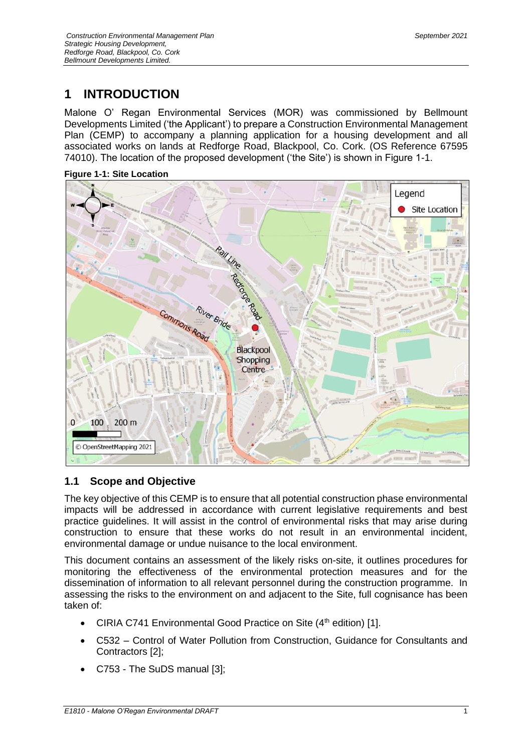# 1 INTRODUCTION

Malone O' Regan Environmental Services (MOR) was commissioned by Bellmount Developments Limited ('the Applicant') to prepare a Construction Environmental Management Plan (CEMP) to accompany a planning application for a housing development and all associated works on lands at Redforge Road, Blackpool, Co. Cork. (OS Reference 67595 74010). The location of the proposed development ('the Site') is shown in Figure 1-1.

**Figure 1-1: Site Location**

## 1.1 Scope and Objective

The key objective of this CEMP is to ensure that all potential construction phase environmental impacts will be addressed in accordance with current legislative requirements and best practice guidelines. It will assist in the control of environmental risks that may arise during construction to ensure that these works do not result in an environmental incident, environmental damage or undue nuisance to the local environment.

This document contains an assessment of the likely risks on-site, it outlines procedures for monitoring the effectiveness of the environmental protection measures and for the dissemination of information to all relevant personnel during the construction programme. In assessing the risks to the environment on and adjacent to the Site, full cognisance has been taken of:

- CIRIA C741 Environmental Good Practice on Site (4th edition) [1].
- C532 – Control of Water Pollution from Construction, Guidance for Consultants and Contractors [2];
- C753 - The SuDS manual [3];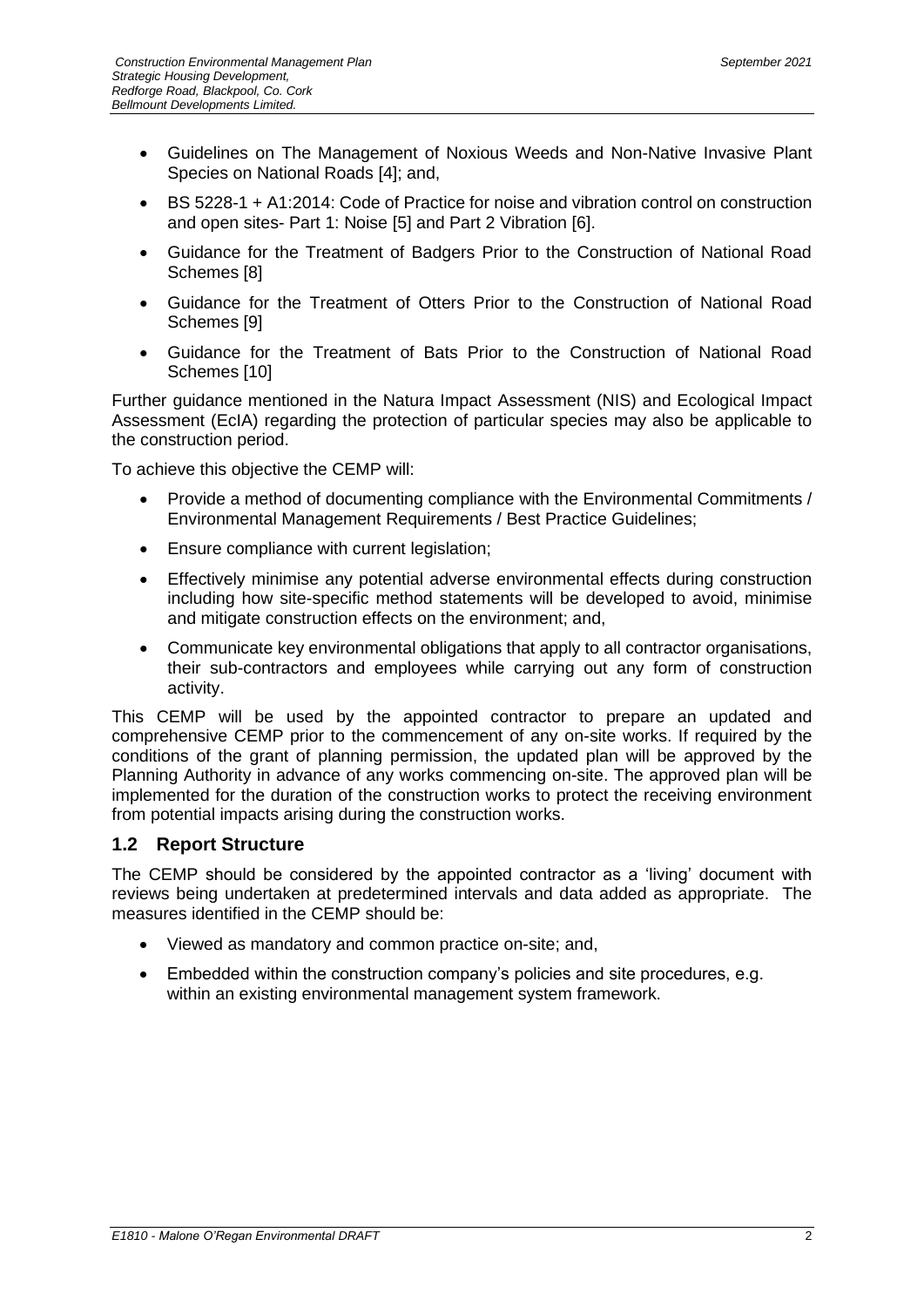- Guidelines on The Management of Noxious Weeds and Non-Native Invasive Plant Species on National Roads [4]; and,
- BS 5228-1 + A1:2014: Code of Practice for noise and vibration control on construction and open sites- Part 1: Noise [5] and Part 2 Vibration [6].
- Guidance for the Treatment of Badgers Prior to the Construction of National Road Schemes [8]
- Guidance for the Treatment of Otters Prior to the Construction of National Road Schemes [9]
- Guidance for the Treatment of Bats Prior to the Construction of National Road Schemes [10]

Further guidance mentioned in the Natura Impact Assessment (NIS) and Ecological Impact Assessment (EcIA) regarding the protection of particular species may also be applicable to the construction period.

To achieve this objective the CEMP will:

- Provide a method of documenting compliance with the Environmental Commitments / Environmental Management Requirements / Best Practice Guidelines;
- Ensure compliance with current legislation;
- Effectively minimise any potential adverse environmental effects during construction including how site-specific method statements will be developed to avoid, minimise and mitigate construction effects on the environment; and,
- Communicate key environmental obligations that apply to all contractor organisations, their sub-contractors and employees while carrying out any form of construction activity.

This CEMP will be used by the appointed contractor to prepare an updated and comprehensive CEMP prior to the commencement of any on-site works. If required by the conditions of the grant of planning permission, the updated plan will be approved by the Planning Authority in advance of any works commencing on-site. The approved plan will be implemented for the duration of the construction works to protect the receiving environment from potential impacts arising during the construction works.

## 1.2 Report Structure

The CEMP should be considered by the appointed contractor as a 'living' document with reviews being undertaken at predetermined intervals and data added as appropriate. The measures identified in the CEMP should be:

- Viewed as mandatory and common practice on-site; and,
- Embedded within the construction company's policies and site procedures, e.g. within an existing environmental management system framework.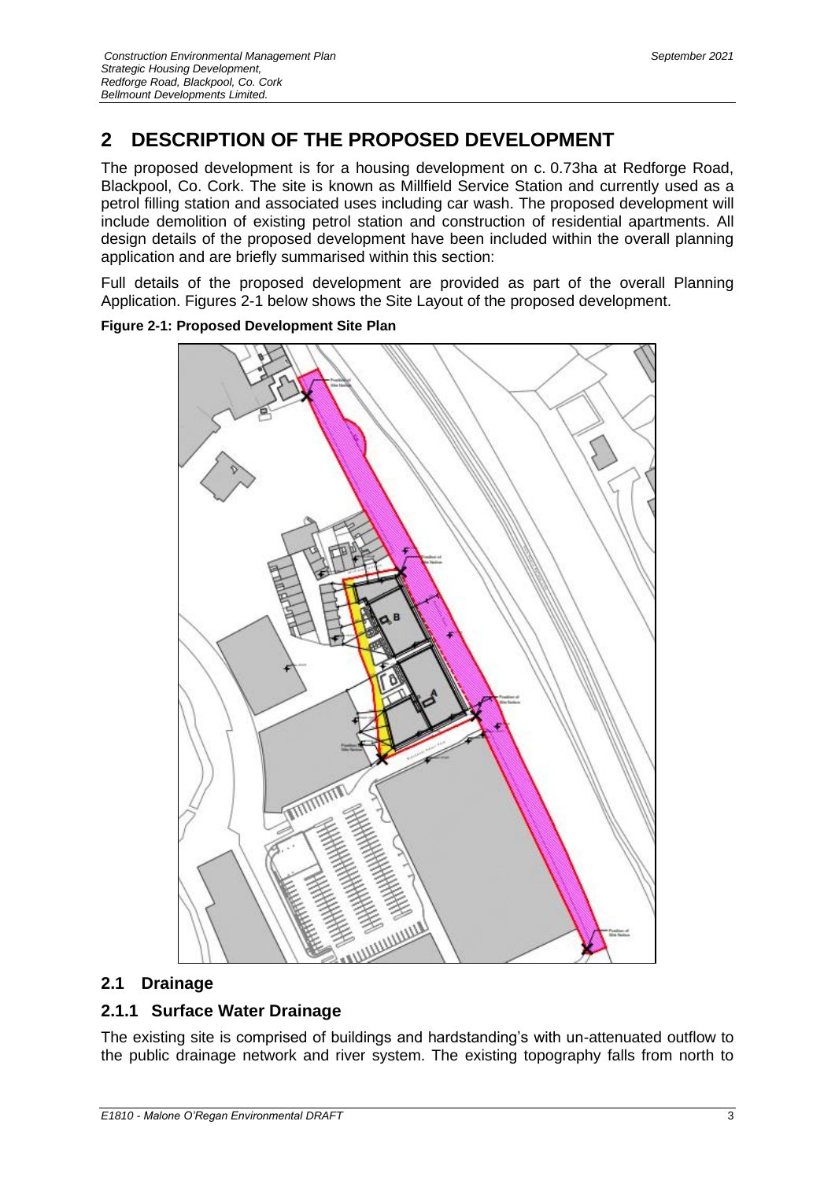# 2 DESCRIPTION OF THE PROPOSED DEVELOPMENT

The proposed development is for a housing development on c. 0.73ha at Redforge Road, Blackpool, Co. Cork. The site is known as Millfield Service Station and currently used as a petrol filling station and associated uses including car wash. The proposed development will include demolition of existing petrol station and construction of residential apartments. All design details of the proposed development have been included within the overall planning application and are briefly summarised within this section:

Full details of the proposed development are provided as part of the overall Planning Application. Figures 2-1 below shows the Site Layout of the proposed development.

**Figure 2-1: Proposed Development Site Plan**

## 2.1 Drainage

### 2.1.1 Surface Water Drainage

The existing site is comprised of buildings and hardstanding's with un-attenuated outflow to the public drainage network and river system. The existing topography falls from north to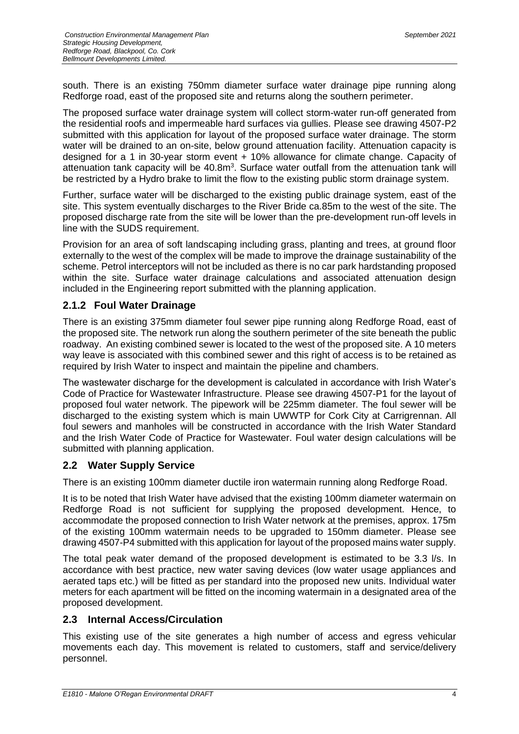south. There is an existing 750mm diameter surface water drainage pipe running along Redforge road, east of the proposed site and returns along the southern perimeter.

The proposed surface water drainage system will collect storm-water run-off generated from the residential roofs and impermeable hard surfaces via gullies. Please see drawing 4507-P2 submitted with this application for layout of the proposed surface water drainage. The storm water will be drained to an on-site, below ground attenuation facility. Attenuation capacity is designed for a 1 in 30-year storm event + 10% allowance for climate change. Capacity of attenuation tank capacity will be 40.8m$^3$. Surface water outfall from the attenuation tank will be restricted by a Hydro brake to limit the flow to the existing public storm drainage system.

Further, surface water will be discharged to the existing public drainage system, east of the site. This system eventually discharges to the River Bride ca.85m to the west of the site. The proposed discharge rate from the site will be lower than the pre-development run-off levels in line with the SUDS requirement.

Provision for an area of soft landscaping including grass, planting and trees, at ground floor externally to the west of the complex will be made to improve the drainage sustainability of the scheme. Petrol interceptors will not be included as there is no car park hardstanding proposed within the site. Surface water drainage calculations and associated attenuation design included in the Engineering report submitted with the planning application.

### 2.1.2 Foul Water Drainage

There is an existing 375mm diameter foul sewer pipe running along Redforge Road, east of the proposed site. The network run along the southern perimeter of the site beneath the public roadway. An existing combined sewer is located to the west of the proposed site. A 10 meters way leave is associated with this combined sewer and this right of access is to be retained as required by Irish Water to inspect and maintain the pipeline and chambers.

The wastewater discharge for the development is calculated in accordance with Irish Water's Code of Practice for Wastewater Infrastructure. Please see drawing 4507-P1 for the layout of proposed foul water network. The pipework will be 225mm diameter. The foul sewer will be discharged to the existing system which is main UWWTP for Cork City at Carrigrennan. All foul sewers and manholes will be constructed in accordance with the Irish Water Standard and the Irish Water Code of Practice for Wastewater. Foul water design calculations will be submitted with planning application.

## 2.2 Water Supply Service

There is an existing 100mm diameter ductile iron watermain running along Redforge Road.

It is to be noted that Irish Water have advised that the existing 100mm diameter watermain on Redforge Road is not sufficient for supplying the proposed development. Hence, to accommodate the proposed connection to Irish Water network at the premises, approx. 175m of the existing 100mm watermain needs to be upgraded to 150mm diameter. Please see drawing 4507-P4 submitted with this application for layout of the proposed mains water supply.

The total peak water demand of the proposed development is estimated to be 3.3 l/s. In accordance with best practice, new water saving devices (low water usage appliances and aerated taps etc.) will be fitted as per standard into the proposed new units. Individual water meters for each apartment will be fitted on the incoming watermain in a designated area of the proposed development.

## 2.3 Internal Access/Circulation

This existing use of the site generates a high number of access and egress vehicular movements each day. This movement is related to customers, staff and service/delivery personnel.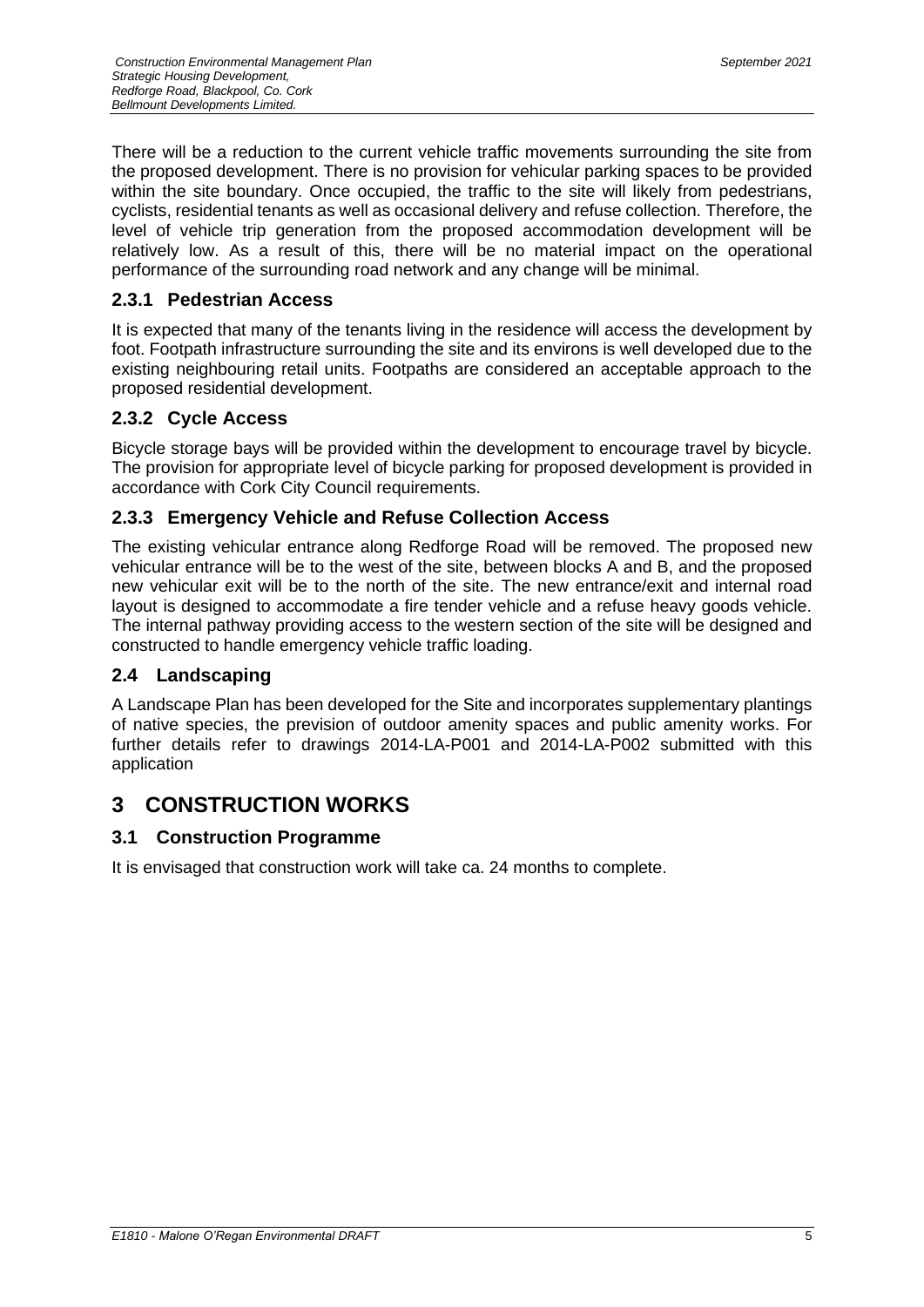There will be a reduction to the current vehicle traffic movements surrounding the site from the proposed development. There is no provision for vehicular parking spaces to be provided within the site boundary. Once occupied, the traffic to the site will likely from pedestrians, cyclists, residential tenants as well as occasional delivery and refuse collection. Therefore, the level of vehicle trip generation from the proposed accommodation development will be relatively low. As a result of this, there will be no material impact on the operational performance of the surrounding road network and any change will be minimal.

### 2.3.1 Pedestrian Access

It is expected that many of the tenants living in the residence will access the development by foot. Footpath infrastructure surrounding the site and its environs is well developed due to the existing neighbouring retail units. Footpaths are considered an acceptable approach to the proposed residential development.

### 2.3.2 Cycle Access

Bicycle storage bays will be provided within the development to encourage travel by bicycle. The provision for appropriate level of bicycle parking for proposed development is provided in accordance with Cork City Council requirements.

### 2.3.3 Emergency Vehicle and Refuse Collection Access

The existing vehicular entrance along Redforge Road will be removed. The proposed new vehicular entrance will be to the west of the site, between blocks A and B, and the proposed new vehicular exit will be to the north of the site. The new entrance/exit and internal road layout is designed to accommodate a fire tender vehicle and a refuse heavy goods vehicle. The internal pathway providing access to the western section of the site will be designed and constructed to handle emergency vehicle traffic loading.

## 2.4 Landscaping

A Landscape Plan has been developed for the Site and incorporates supplementary plantings of native species, the prevision of outdoor amenity spaces and public amenity works. For further details refer to drawings 2014-LA-P001 and 2014-LA-P002 submitted with this application

# 3 CONSTRUCTION WORKS

## 3.1 Construction Programme

It is envisaged that construction work will take ca. 24 months to complete.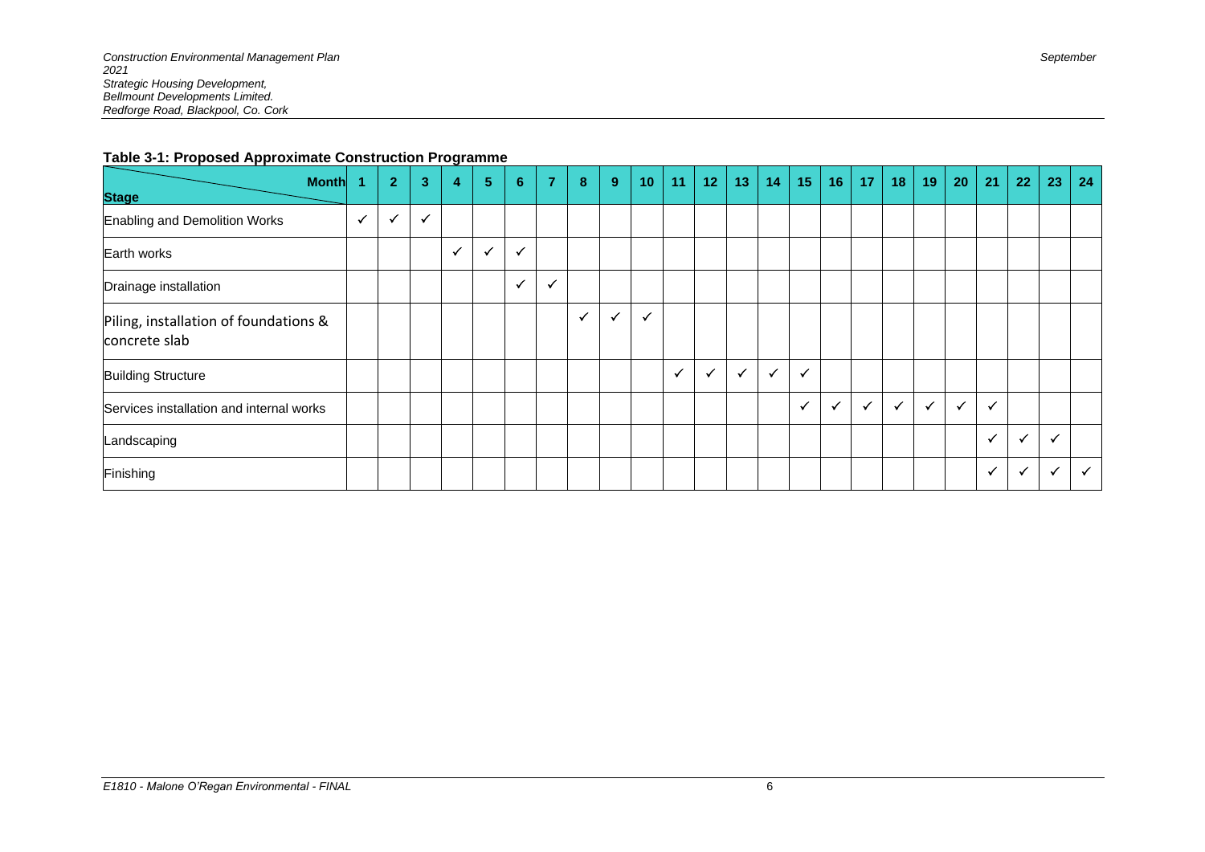**Table 3-1: Proposed Approximate Construction Programme**

| Stage / Month | 1 | 2 | 3 | 4 | 5 | 6 | 7 | 8 | 9 | 10 | 11 | 12 | 13 | 14 | 15 | 16 | 17 | 18 | 19 | 20 | 21 | 22 | 23 | 24 |
|---|---|---|---|---|---|---|---|---|---|---|---|---|---|---|---|---|---|---|---|---|---|---|---|---|
| Enabling and Demolition Works | ✓ | ✓ | ✓ | | | | | | | | | | | | | | | | | | | | | |
| Earth works | | | | ✓ | ✓ | ✓ | | | | | | | | | | | | | | | | | | |
| Drainage installation | | | | | | ✓ | ✓ | | | | | | | | | | | | | | | | | |
| Piling, installation of foundations & concrete slab | | | | | | | | ✓ | ✓ | ✓ | | | | | | | | | | | | | | |
| Building Structure | | | | | | | | | | | ✓ | ✓ | ✓ | ✓ | ✓ | | | | | | | | | |
| Services installation and internal works | | | | | | | | | | | | | | | ✓ | ✓ | ✓ | ✓ | ✓ | ✓ | ✓ | | | |
| Landscaping | | | | | | | | | | | | | | | | | | | | | ✓ | ✓ | ✓ | |
| Finishing | | | | | | | | | | | | | | | | | | | | | ✓ | ✓ | ✓ | ✓ |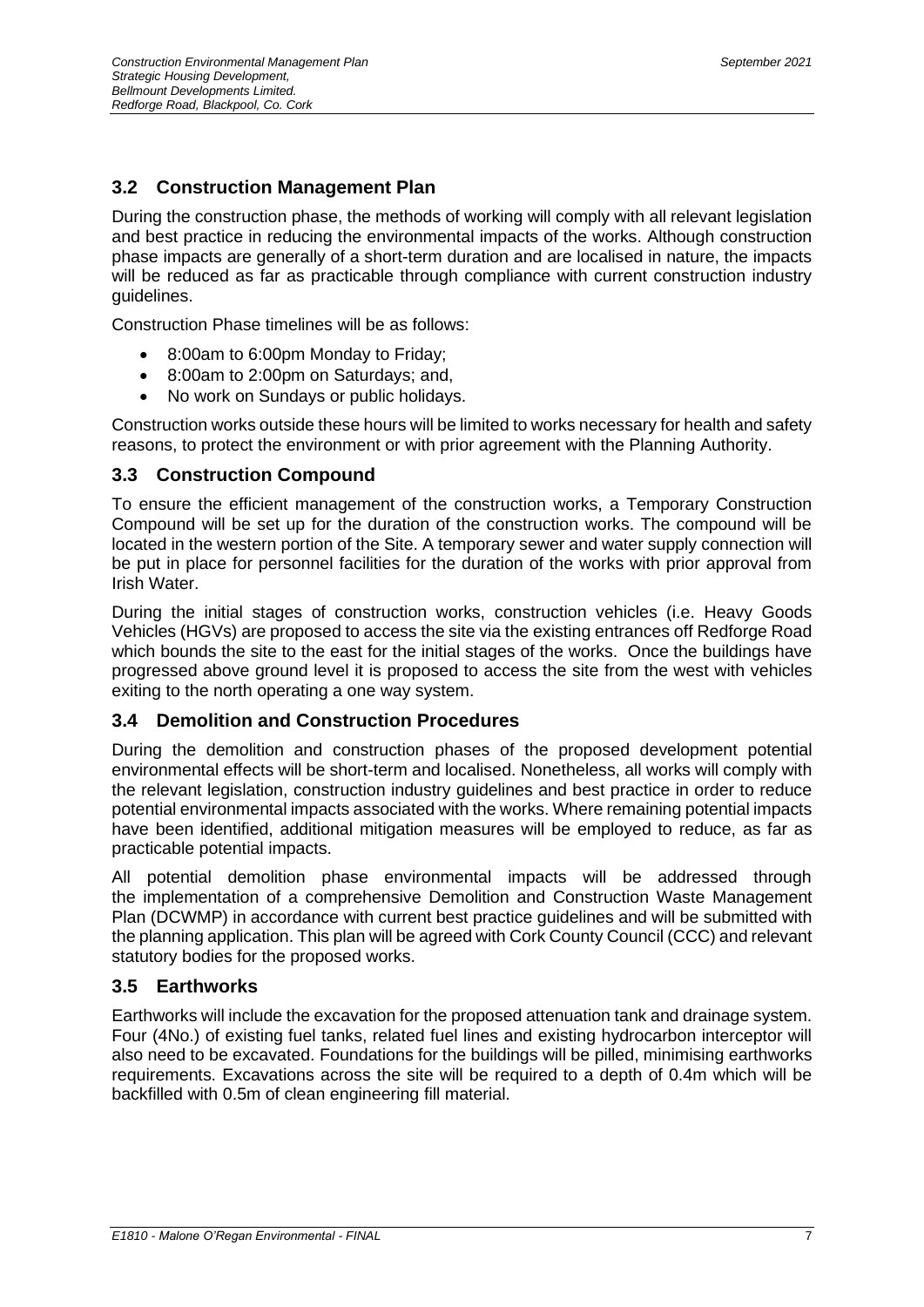## 3.2 Construction Management Plan

During the construction phase, the methods of working will comply with all relevant legislation and best practice in reducing the environmental impacts of the works. Although construction phase impacts are generally of a short-term duration and are localised in nature, the impacts will be reduced as far as practicable through compliance with current construction industry guidelines.

Construction Phase timelines will be as follows:

- 8:00am to 6:00pm Monday to Friday;
- 8:00am to 2:00pm on Saturdays; and,
- No work on Sundays or public holidays.

Construction works outside these hours will be limited to works necessary for health and safety reasons, to protect the environment or with prior agreement with the Planning Authority.

## 3.3 Construction Compound

To ensure the efficient management of the construction works, a Temporary Construction Compound will be set up for the duration of the construction works. The compound will be located in the western portion of the Site. A temporary sewer and water supply connection will be put in place for personnel facilities for the duration of the works with prior approval from Irish Water.

During the initial stages of construction works, construction vehicles (i.e. Heavy Goods Vehicles (HGVs) are proposed to access the site via the existing entrances off Redforge Road which bounds the site to the east for the initial stages of the works. Once the buildings have progressed above ground level it is proposed to access the site from the west with vehicles exiting to the north operating a one way system.

## 3.4 Demolition and Construction Procedures

During the demolition and construction phases of the proposed development potential environmental effects will be short-term and localised. Nonetheless, all works will comply with the relevant legislation, construction industry guidelines and best practice in order to reduce potential environmental impacts associated with the works. Where remaining potential impacts have been identified, additional mitigation measures will be employed to reduce, as far as practicable potential impacts.

All potential demolition phase environmental impacts will be addressed through the implementation of a comprehensive Demolition and Construction Waste Management Plan (DCWMP) in accordance with current best practice guidelines and will be submitted with the planning application. This plan will be agreed with Cork County Council (CCC) and relevant statutory bodies for the proposed works.

## 3.5 Earthworks

Earthworks will include the excavation for the proposed attenuation tank and drainage system. Four (4No.) of existing fuel tanks, related fuel lines and existing hydrocarbon interceptor will also need to be excavated. Foundations for the buildings will be pilled, minimising earthworks requirements. Excavations across the site will be required to a depth of 0.4m which will be backfilled with 0.5m of clean engineering fill material.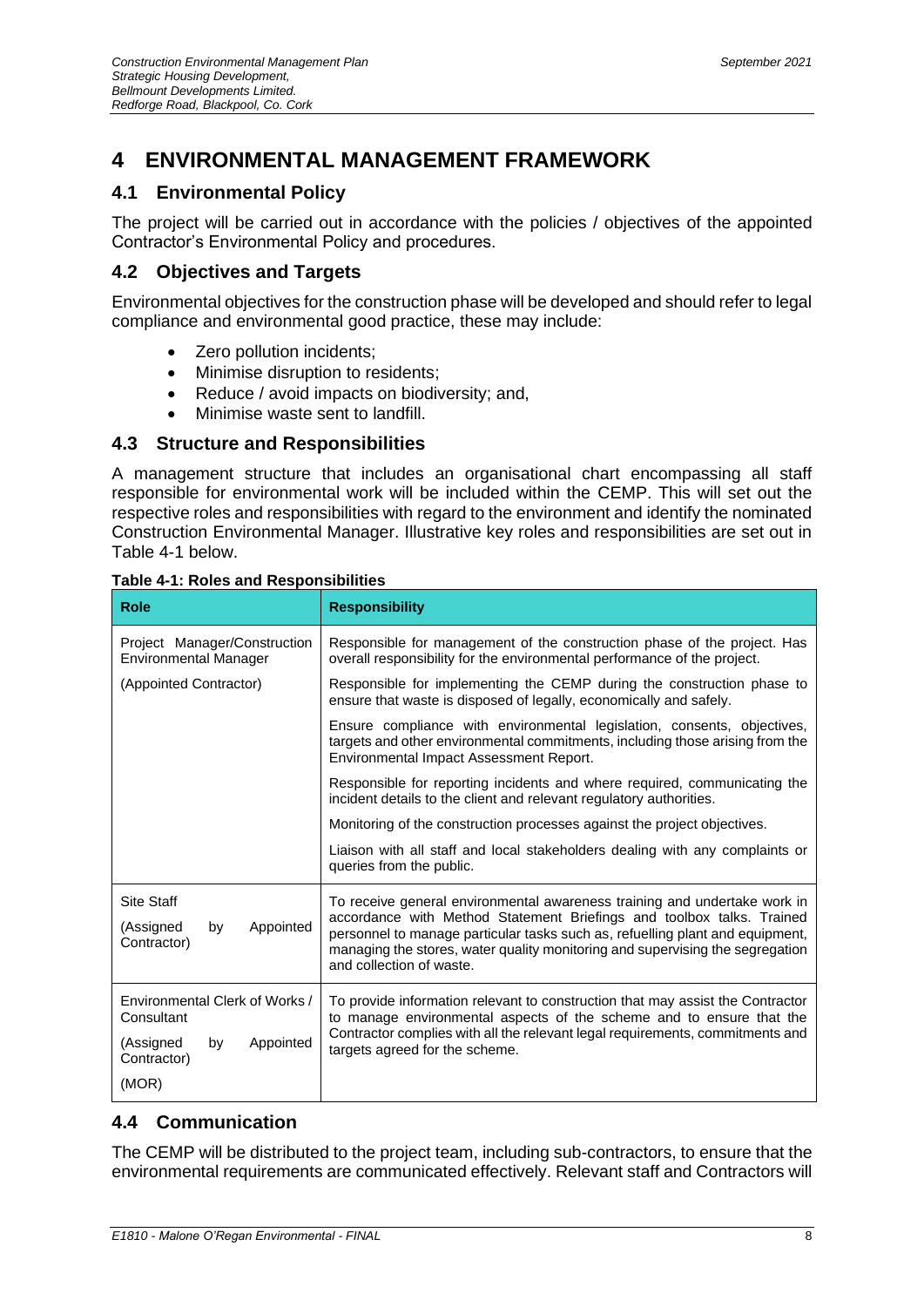# 4 ENVIRONMENTAL MANAGEMENT FRAMEWORK

## 4.1 Environmental Policy

The project will be carried out in accordance with the policies / objectives of the appointed Contractor's Environmental Policy and procedures.

## 4.2 Objectives and Targets

Environmental objectives for the construction phase will be developed and should refer to legal compliance and environmental good practice, these may include:

- Zero pollution incidents;
- Minimise disruption to residents;
- Reduce / avoid impacts on biodiversity; and,
- Minimise waste sent to landfill.

## 4.3 Structure and Responsibilities

A management structure that includes an organisational chart encompassing all staff responsible for environmental work will be included within the CEMP. This will set out the respective roles and responsibilities with regard to the environment and identify the nominated Construction Environmental Manager. Illustrative key roles and responsibilities are set out in Table 4-1 below.

**Table 4-1: Roles and Responsibilities**

| Role | Responsibility |
|---|---|
| Project Manager/Construction Environmental Manager<br><br>(Appointed Contractor) | Responsible for management of the construction phase of the project. Has overall responsibility for the environmental performance of the project.<br><br>Responsible for implementing the CEMP during the construction phase to ensure that waste is disposed of legally, economically and safely.<br><br>Ensure compliance with environmental legislation, consents, objectives, targets and other environmental commitments, including those arising from the Environmental Impact Assessment Report.<br><br>Responsible for reporting incidents and where required, communicating the incident details to the client and relevant regulatory authorities.<br><br>Monitoring of the construction processes against the project objectives.<br><br>Liaison with all staff and local stakeholders dealing with any complaints or queries from the public. |
| Site Staff<br><br>(Assigned by Appointed Contractor) | To receive general environmental awareness training and undertake work in accordance with Method Statement Briefings and toolbox talks. Trained personnel to manage particular tasks such as, refuelling plant and equipment, managing the stores, water quality monitoring and supervising the segregation and collection of waste. |
| Environmental Clerk of Works / Consultant<br><br>(Assigned by Appointed Contractor)<br><br>(MOR) | To provide information relevant to construction that may assist the Contractor to manage environmental aspects of the scheme and to ensure that the Contractor complies with all the relevant legal requirements, commitments and targets agreed for the scheme. |

## 4.4 Communication

The CEMP will be distributed to the project team, including sub-contractors, to ensure that the environmental requirements are communicated effectively. Relevant staff and Contractors will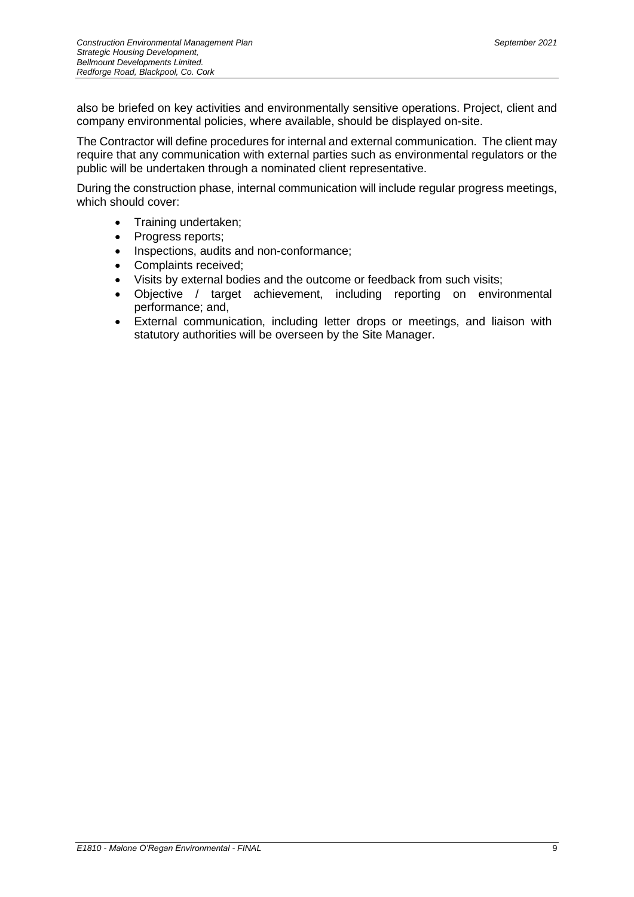also be briefed on key activities and environmentally sensitive operations. Project, client and company environmental policies, where available, should be displayed on-site.

The Contractor will define procedures for internal and external communication. The client may require that any communication with external parties such as environmental regulators or the public will be undertaken through a nominated client representative.

During the construction phase, internal communication will include regular progress meetings, which should cover:

- Training undertaken;
- Progress reports;
- Inspections, audits and non-conformance;
- Complaints received;
- Visits by external bodies and the outcome or feedback from such visits;
- Objective / target achievement, including reporting on environmental performance; and,
- External communication, including letter drops or meetings, and liaison with statutory authorities will be overseen by the Site Manager.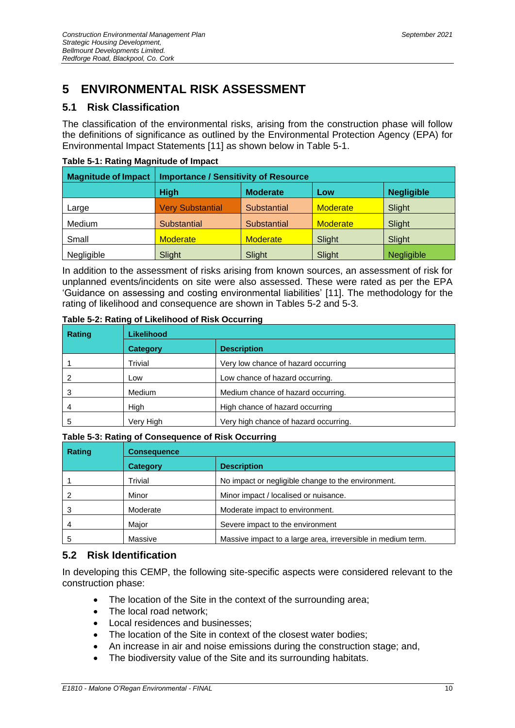# 5 ENVIRONMENTAL RISK ASSESSMENT

## 5.1 Risk Classification

The classification of the environmental risks, arising from the construction phase will follow the definitions of significance as outlined by the Environmental Protection Agency (EPA) for Environmental Impact Statements [11] as shown below in Table 5-1.

**Table 5-1: Rating Magnitude of Impact**

| Magnitude of Impact | Importance / Sensitivity of Resource | | | |
|---|---|---|---|---|
| | **High** | **Moderate** | **Low** | **Negligible** |
| Large | Very Substantial | Substantial | Moderate | Slight |
| Medium | Substantial | Substantial | Moderate | Slight |
| Small | Moderate | Moderate | Slight | Slight |
| Negligible | Slight | Slight | Slight | Negligible |

In addition to the assessment of risks arising from known sources, an assessment of risk for unplanned events/incidents on site were also assessed. These were rated as per the EPA 'Guidance on assessing and costing environmental liabilities' [11]. The methodology for the rating of likelihood and consequence are shown in Tables 5-2 and 5-3.

**Table 5-2: Rating of Likelihood of Risk Occurring**

| Rating | Likelihood | |
|---|---|---|
| | **Category** | **Description** |
| 1 | Trivial | Very low chance of hazard occurring |
| 2 | Low | Low chance of hazard occurring. |
| 3 | Medium | Medium chance of hazard occurring. |
| 4 | High | High chance of hazard occurring |
| 5 | Very High | Very high chance of hazard occurring. |

**Table 5-3: Rating of Consequence of Risk Occurring**

| Rating | Consequence | |
|---|---|---|
| | **Category** | **Description** |
| 1 | Trivial | No impact or negligible change to the environment. |
| 2 | Minor | Minor impact / localised or nuisance. |
| 3 | Moderate | Moderate impact to environment. |
| 4 | Major | Severe impact to the environment |
| 5 | Massive | Massive impact to a large area, irreversible in medium term. |

## 5.2 Risk Identification

In developing this CEMP, the following site-specific aspects were considered relevant to the construction phase:

- The location of the Site in the context of the surrounding area;
- The local road network;
- Local residences and businesses;
- The location of the Site in context of the closest water bodies;
- An increase in air and noise emissions during the construction stage; and,
- The biodiversity value of the Site and its surrounding habitats.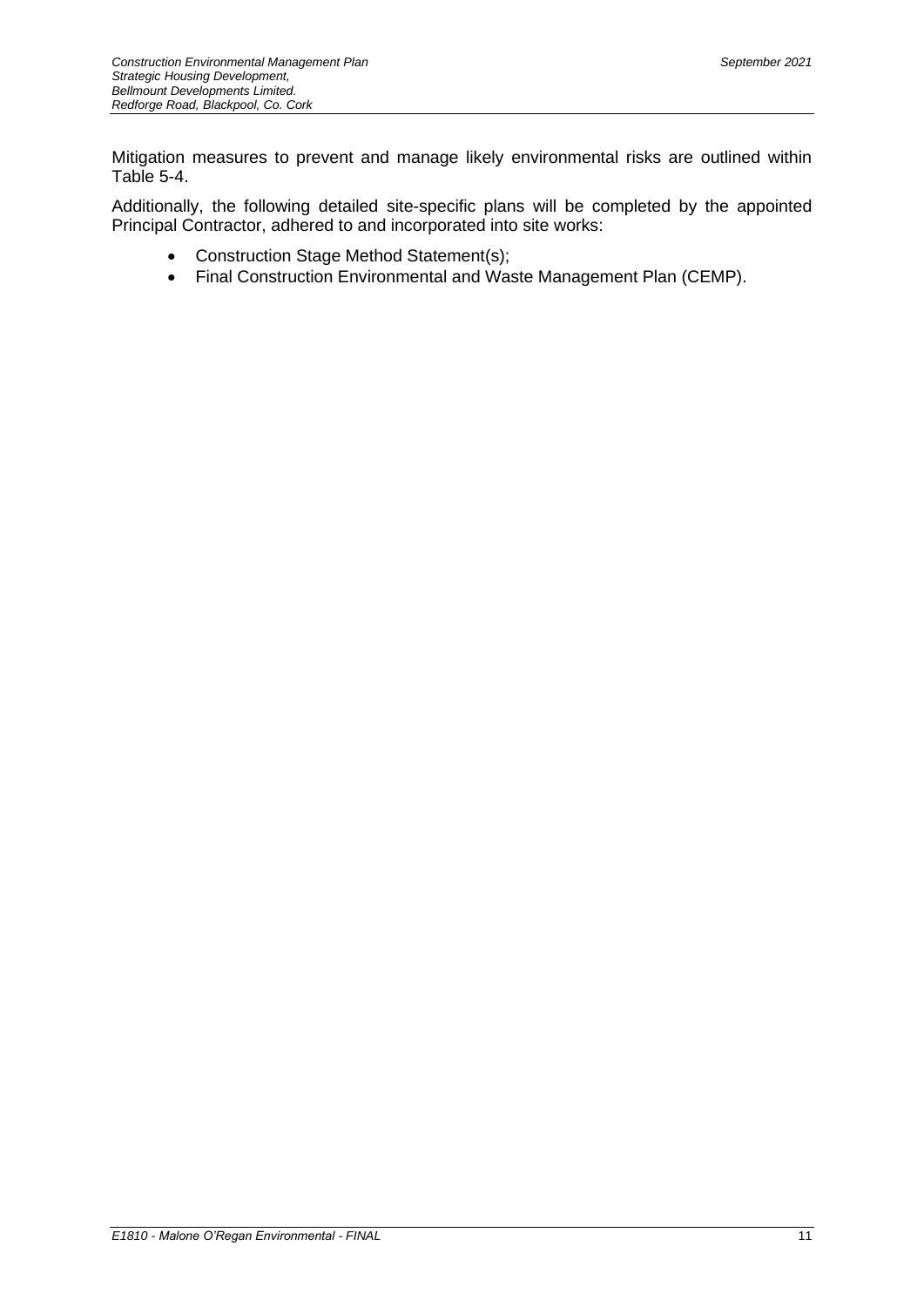Mitigation measures to prevent and manage likely environmental risks are outlined within Table 5-4.

Additionally, the following detailed site-specific plans will be completed by the appointed Principal Contractor, adhered to and incorporated into site works:

- Construction Stage Method Statement(s);
- Final Construction Environmental and Waste Management Plan (CEMP).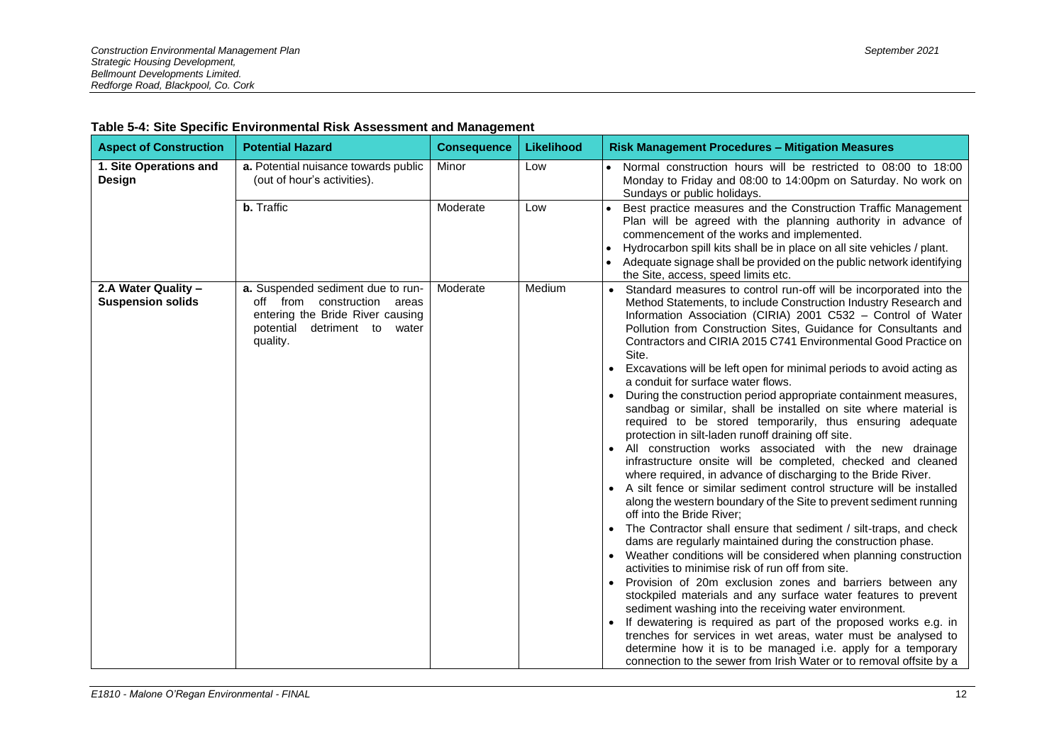**Table 5-4: Site Specific Environmental Risk Assessment and Management**

| Aspect of Construction | Potential Hazard | Consequence | Likelihood | Risk Management Procedures – Mitigation Measures |
|---|---|---|---|---|
| **1. Site Operations and Design** | **a.** Potential nuisance towards public (out of hour's activities). | Minor | Low | • Normal construction hours will be restricted to 08:00 to 18:00 Monday to Friday and 08:00 to 14:00pm on Saturday. No work on Sundays or public holidays. |
| | **b.** Traffic | Moderate | Low | • Best practice measures and the Construction Traffic Management Plan will be agreed with the planning authority in advance of commencement of the works and implemented.<br>• Hydrocarbon spill kits shall be in place on all site vehicles / plant.<br>• Adequate signage shall be provided on the public network identifying the Site, access, speed limits etc. |
| **2.A Water Quality – Suspension solids** | **a.** Suspended sediment due to run-off from construction areas entering the Bride River causing potential detriment to water quality. | Moderate | Medium | • Standard measures to control run-off will be incorporated into the Method Statements, to include Construction Industry Research and Information Association (CIRIA) 2001 C532 – Control of Water Pollution from Construction Sites, Guidance for Consultants and Contractors and CIRIA 2015 C741 Environmental Good Practice on Site.<br>• Excavations will be left open for minimal periods to avoid acting as a conduit for surface water flows.<br>• During the construction period appropriate containment measures, sandbag or similar, shall be installed on site where material is required to be stored temporarily, thus ensuring adequate protection in silt-laden runoff draining off site.<br>• All construction works associated with the new drainage infrastructure onsite will be completed, checked and cleaned where required, in advance of discharging to the Bride River.<br>• A silt fence or similar sediment control structure will be installed along the western boundary of the Site to prevent sediment running off into the Bride River;<br>• The Contractor shall ensure that sediment / silt-traps, and check dams are regularly maintained during the construction phase.<br>• Weather conditions will be considered when planning construction activities to minimise risk of run off from site.<br>• Provision of 20m exclusion zones and barriers between any stockpiled materials and any surface water features to prevent sediment washing into the receiving water environment.<br>• If dewatering is required as part of the proposed works e.g. in trenches for services in wet areas, water must be analysed to determine how it is to be managed i.e. apply for a temporary connection to the sewer from Irish Water or to removal offsite by a |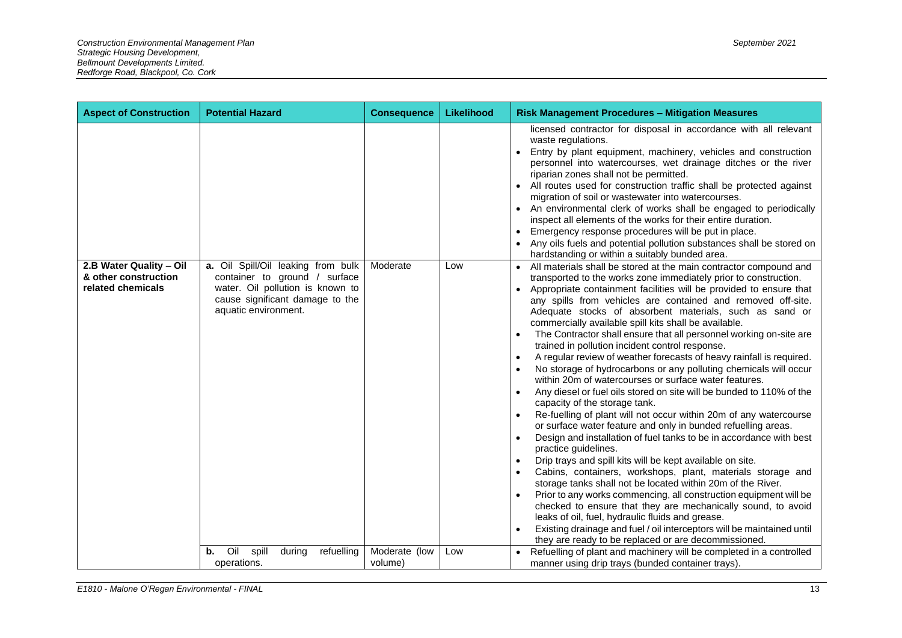| Aspect of Construction | Potential Hazard | Consequence | Likelihood | Risk Management Procedures – Mitigation Measures |
|---|---|---|---|---|
| | | | | licensed contractor for disposal in accordance with all relevant waste regulations.<br>• Entry by plant equipment, machinery, vehicles and construction personnel into watercourses, wet drainage ditches or the river riparian zones shall not be permitted.<br>• All routes used for construction traffic shall be protected against migration of soil or wastewater into watercourses.<br>• An environmental clerk of works shall be engaged to periodically inspect all elements of the works for their entire duration.<br>• Emergency response procedures will be put in place.<br>• Any oils fuels and potential pollution substances shall be stored on hardstanding or within a suitably bunded area. |
| **2.B Water Quality – Oil & other construction related chemicals** | **a.** Oil Spill/Oil leaking from bulk container to ground / surface water. Oil pollution is known to cause significant damage to the aquatic environment. | Moderate | Low | • All materials shall be stored at the main contractor compound and transported to the works zone immediately prior to construction.<br>• Appropriate containment facilities will be provided to ensure that any spills from vehicles are contained and removed off-site. Adequate stocks of absorbent materials, such as sand or commercially available spill kits shall be available.<br>• The Contractor shall ensure that all personnel working on-site are trained in pollution incident control response.<br>• A regular review of weather forecasts of heavy rainfall is required.<br>• No storage of hydrocarbons or any polluting chemicals will occur within 20m of watercourses or surface water features.<br>• Any diesel or fuel oils stored on site will be bunded to 110% of the capacity of the storage tank.<br>• Re-fuelling of plant will not occur within 20m of any watercourse or surface water feature and only in bunded refuelling areas.<br>• Design and installation of fuel tanks to be in accordance with best practice guidelines.<br>• Drip trays and spill kits will be kept available on site.<br>• Cabins, containers, workshops, plant, materials storage and storage tanks shall not be located within 20m of the River.<br>• Prior to any works commencing, all construction equipment will be checked to ensure that they are mechanically sound, to avoid leaks of oil, fuel, hydraulic fluids and grease.<br>• Existing drainage and fuel / oil interceptors will be maintained until they are ready to be replaced or are decommissioned. |
| | **b.** Oil spill during refuelling operations. | Moderate (low volume) | Low | • Refuelling of plant and machinery will be completed in a controlled manner using drip trays (bunded container trays). |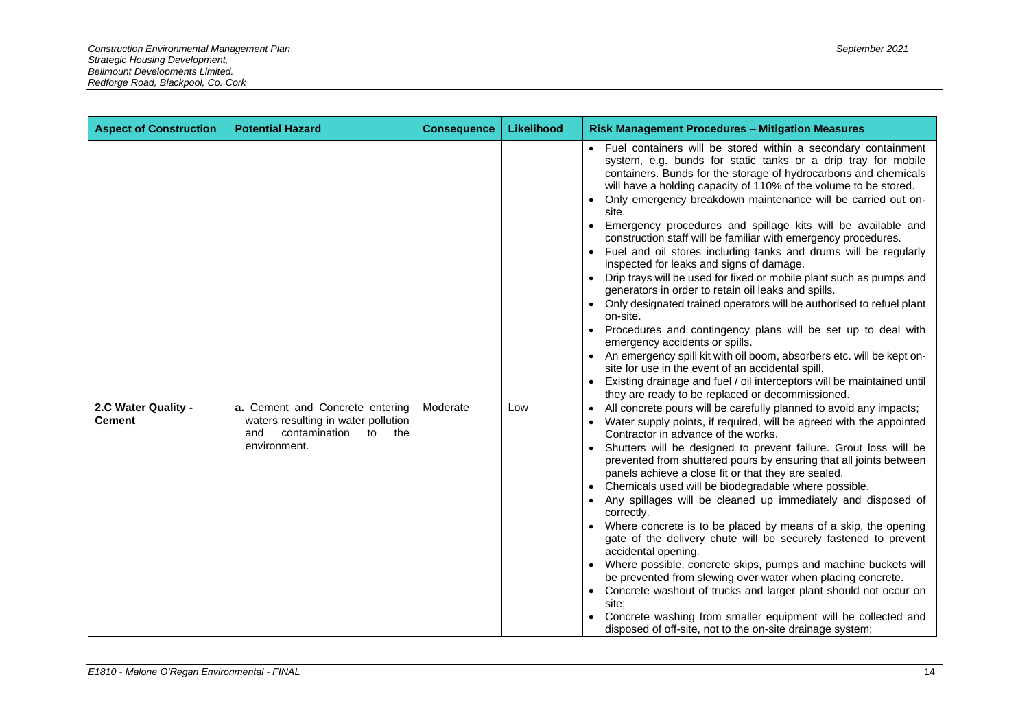| Aspect of Construction | Potential Hazard | Consequence | Likelihood | Risk Management Procedures – Mitigation Measures |
|---|---|---|---|---|
| | | | | • Fuel containers will be stored within a secondary containment system, e.g. bunds for static tanks or a drip tray for mobile containers. Bunds for the storage of hydrocarbons and chemicals will have a holding capacity of 110% of the volume to be stored.<br>• Only emergency breakdown maintenance will be carried out on-site.<br>• Emergency procedures and spillage kits will be available and construction staff will be familiar with emergency procedures.<br>• Fuel and oil stores including tanks and drums will be regularly inspected for leaks and signs of damage.<br>• Drip trays will be used for fixed or mobile plant such as pumps and generators in order to retain oil leaks and spills.<br>• Only designated trained operators will be authorised to refuel plant on-site.<br>• Procedures and contingency plans will be set up to deal with emergency accidents or spills.<br>• An emergency spill kit with oil boom, absorbers etc. will be kept on-site for use in the event of an accidental spill.<br>• Existing drainage and fuel / oil interceptors will be maintained until they are ready to be replaced or decommissioned. |
| **2.C Water Quality - Cement** | **a.** Cement and Concrete entering waters resulting in water pollution and contamination to the environment. | Moderate | Low | • All concrete pours will be carefully planned to avoid any impacts;<br>• Water supply points, if required, will be agreed with the appointed Contractor in advance of the works.<br>• Shutters will be designed to prevent failure. Grout loss will be prevented from shuttered pours by ensuring that all joints between panels achieve a close fit or that they are sealed.<br>• Chemicals used will be biodegradable where possible.<br>• Any spillages will be cleaned up immediately and disposed of correctly.<br>• Where concrete is to be placed by means of a skip, the opening gate of the delivery chute will be securely fastened to prevent accidental opening.<br>• Where possible, concrete skips, pumps and machine buckets will be prevented from slewing over water when placing concrete.<br>• Concrete washout of trucks and larger plant should not occur on site;<br>• Concrete washing from smaller equipment will be collected and disposed of off-site, not to the on-site drainage system; |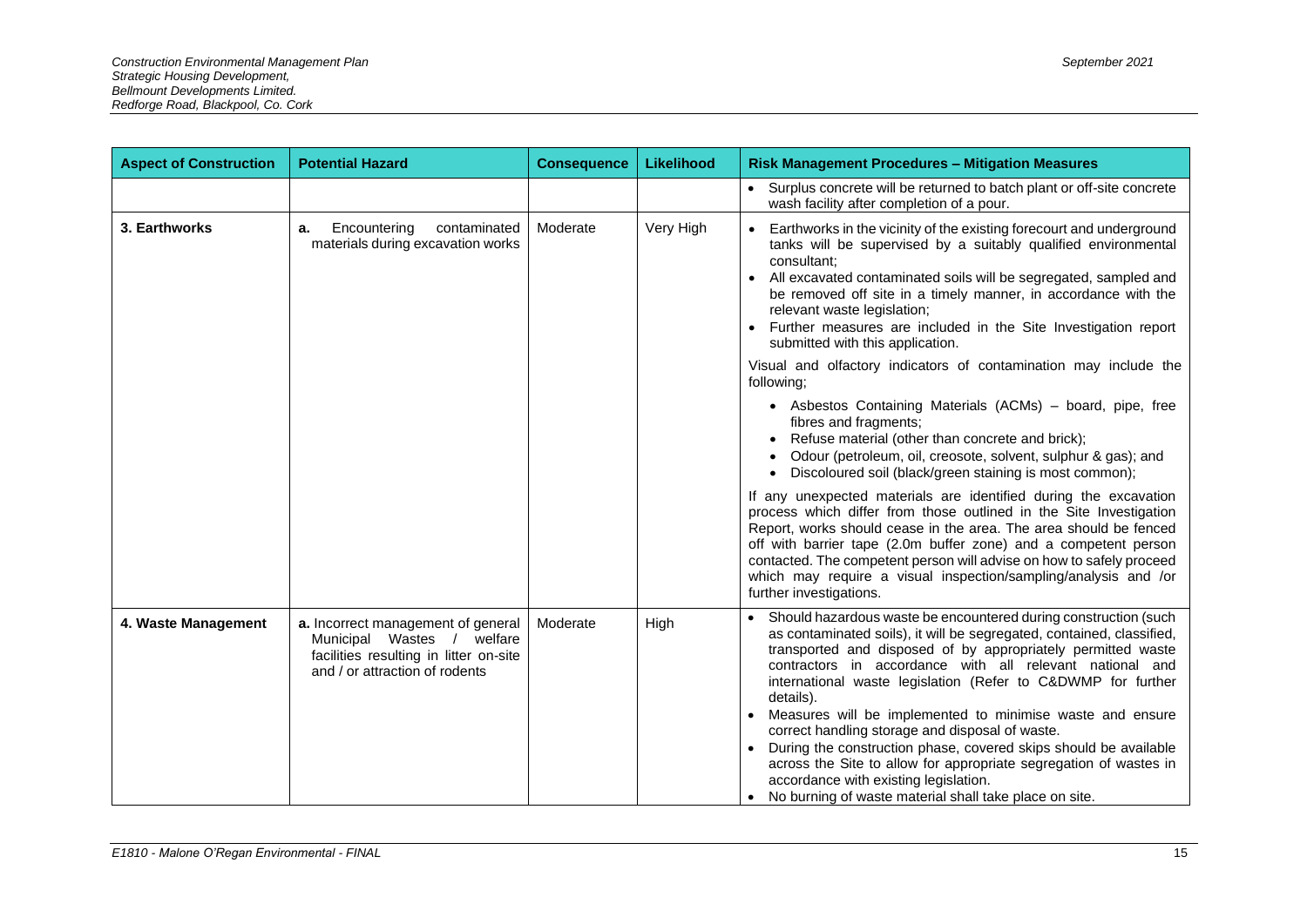| Aspect of Construction | Potential Hazard | Consequence | Likelihood | Risk Management Procedures – Mitigation Measures |
|---|---|---|---|---|
| | | | | • Surplus concrete will be returned to batch plant or off-site concrete wash facility after completion of a pour. |
| **3. Earthworks** | **a.** Encountering contaminated materials during excavation works | Moderate | Very High | • Earthworks in the vicinity of the existing forecourt and underground tanks will be supervised by a suitably qualified environmental consultant;<br>• All excavated contaminated soils will be segregated, sampled and be removed off site in a timely manner, in accordance with the relevant waste legislation;<br>• Further measures are included in the Site Investigation report submitted with this application.<br><br>Visual and olfactory indicators of contamination may include the following;<br><br>• Asbestos Containing Materials (ACMs) – board, pipe, free fibres and fragments;<br>• Refuse material (other than concrete and brick);<br>• Odour (petroleum, oil, creosote, solvent, sulphur & gas); and<br>• Discoloured soil (black/green staining is most common);<br><br>If any unexpected materials are identified during the excavation process which differ from those outlined in the Site Investigation Report, works should cease in the area. The area should be fenced off with barrier tape (2.0m buffer zone) and a competent person contacted. The competent person will advise on how to safely proceed which may require a visual inspection/sampling/analysis and /or further investigations. |
| **4. Waste Management** | **a.** Incorrect management of general Municipal Wastes / welfare facilities resulting in litter on-site and / or attraction of rodents | Moderate | High | • Should hazardous waste be encountered during construction (such as contaminated soils), it will be segregated, contained, classified, transported and disposed of by appropriately permitted waste contractors in accordance with all relevant national and international waste legislation (Refer to C&DWMP for further details).<br>• Measures will be implemented to minimise waste and ensure correct handling storage and disposal of waste.<br>• During the construction phase, covered skips should be available across the Site to allow for appropriate segregation of wastes in accordance with existing legislation.<br>• No burning of waste material shall take place on site. |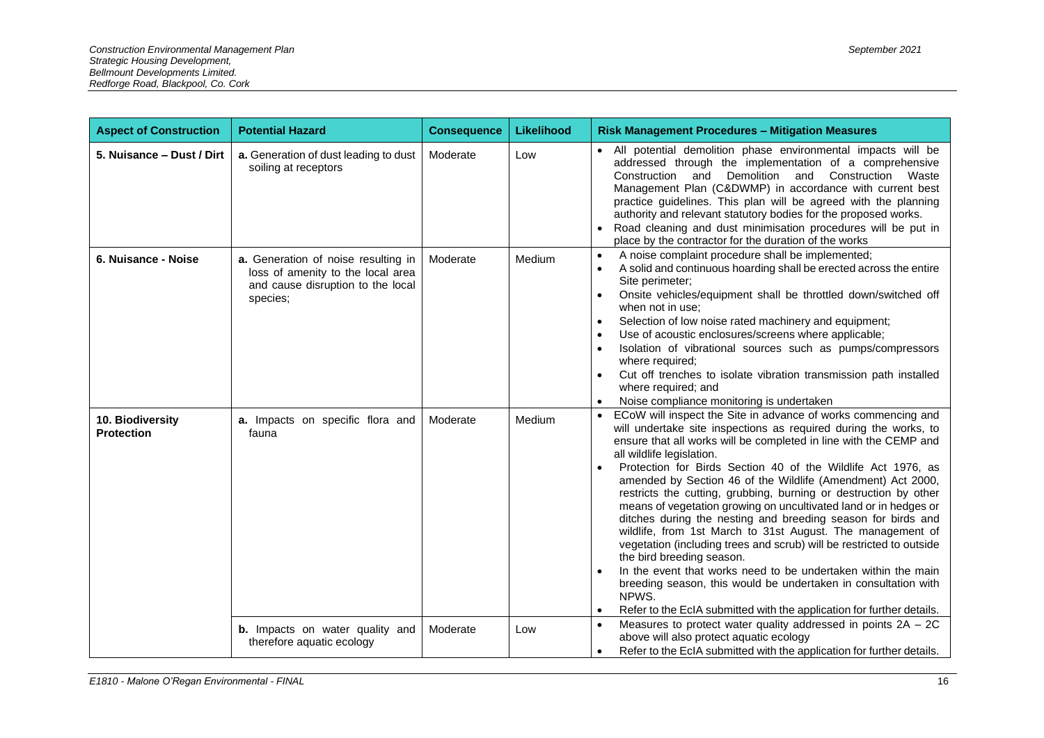| Aspect of Construction | Potential Hazard | Consequence | Likelihood | Risk Management Procedures – Mitigation Measures |
|---|---|---|---|---|
| **5. Nuisance – Dust / Dirt** | **a.** Generation of dust leading to dust soiling at receptors | Moderate | Low | • All potential demolition phase environmental impacts will be addressed through the implementation of a comprehensive Construction and Demolition and Construction Waste Management Plan (C&DWMP) in accordance with current best practice guidelines. This plan will be agreed with the planning authority and relevant statutory bodies for the proposed works.<br>• Road cleaning and dust minimisation procedures will be put in place by the contractor for the duration of the works |
| **6. Nuisance - Noise** | **a.** Generation of noise resulting in loss of amenity to the local area and cause disruption to the local species; | Moderate | Medium | • A noise complaint procedure shall be implemented;<br>• A solid and continuous hoarding shall be erected across the entire Site perimeter;<br>• Onsite vehicles/equipment shall be throttled down/switched off when not in use;<br>• Selection of low noise rated machinery and equipment;<br>• Use of acoustic enclosures/screens where applicable;<br>• Isolation of vibrational sources such as pumps/compressors where required;<br>• Cut off trenches to isolate vibration transmission path installed where required; and<br>• Noise compliance monitoring is undertaken |
| **10. Biodiversity Protection** | **a.** Impacts on specific flora and fauna | Moderate | Medium | • ECoW will inspect the Site in advance of works commencing and will undertake site inspections as required during the works, to ensure that all works will be completed in line with the CEMP and all wildlife legislation.<br>• Protection for Birds Section 40 of the Wildlife Act 1976, as amended by Section 46 of the Wildlife (Amendment) Act 2000, restricts the cutting, grubbing, burning or destruction by other means of vegetation growing on uncultivated land or in hedges or ditches during the nesting and breeding season for birds and wildlife, from 1st March to 31st August. The management of vegetation (including trees and scrub) will be restricted to outside the bird breeding season.<br>• In the event that works need to be undertaken within the main breeding season, this would be undertaken in consultation with NPWS.<br>• Refer to the EcIA submitted with the application for further details. |
| | **b.** Impacts on water quality and therefore aquatic ecology | Moderate | Low | • Measures to protect water quality addressed in points 2A – 2C above will also protect aquatic ecology<br>• Refer to the EcIA submitted with the application for further details. |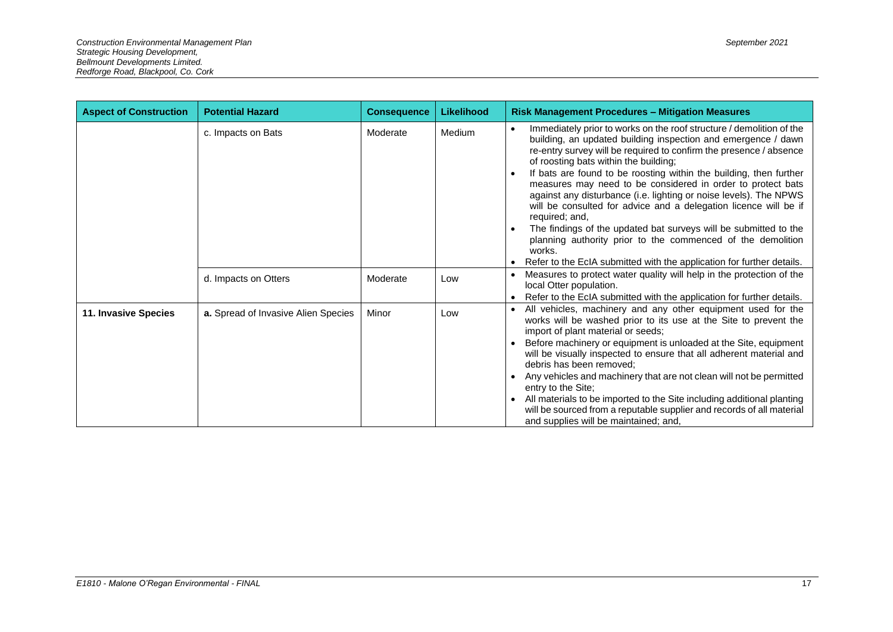| Aspect of Construction | Potential Hazard | Consequence | Likelihood | Risk Management Procedures – Mitigation Measures |
|---|---|---|---|---|
| | c. Impacts on Bats | Moderate | Medium | • Immediately prior to works on the roof structure / demolition of the building, an updated building inspection and emergence / dawn re-entry survey will be required to confirm the presence / absence of roosting bats within the building;<br>• If bats are found to be roosting within the building, then further measures may need to be considered in order to protect bats against any disturbance (i.e. lighting or noise levels). The NPWS will be consulted for advice and a delegation licence will be if required; and,<br>• The findings of the updated bat surveys will be submitted to the planning authority prior to the commenced of the demolition works.<br>• Refer to the EcIA submitted with the application for further details. |
| | d. Impacts on Otters | Moderate | Low | • Measures to protect water quality will help in the protection of the local Otter population.<br>• Refer to the EcIA submitted with the application for further details. |
| **11. Invasive Species** | **a.** Spread of Invasive Alien Species | Minor | Low | • All vehicles, machinery and any other equipment used for the works will be washed prior to its use at the Site to prevent the import of plant material or seeds;<br>• Before machinery or equipment is unloaded at the Site, equipment will be visually inspected to ensure that all adherent material and debris has been removed;<br>• Any vehicles and machinery that are not clean will not be permitted entry to the Site;<br>• All materials to be imported to the Site including additional planting will be sourced from a reputable supplier and records of all material and supplies will be maintained; and, |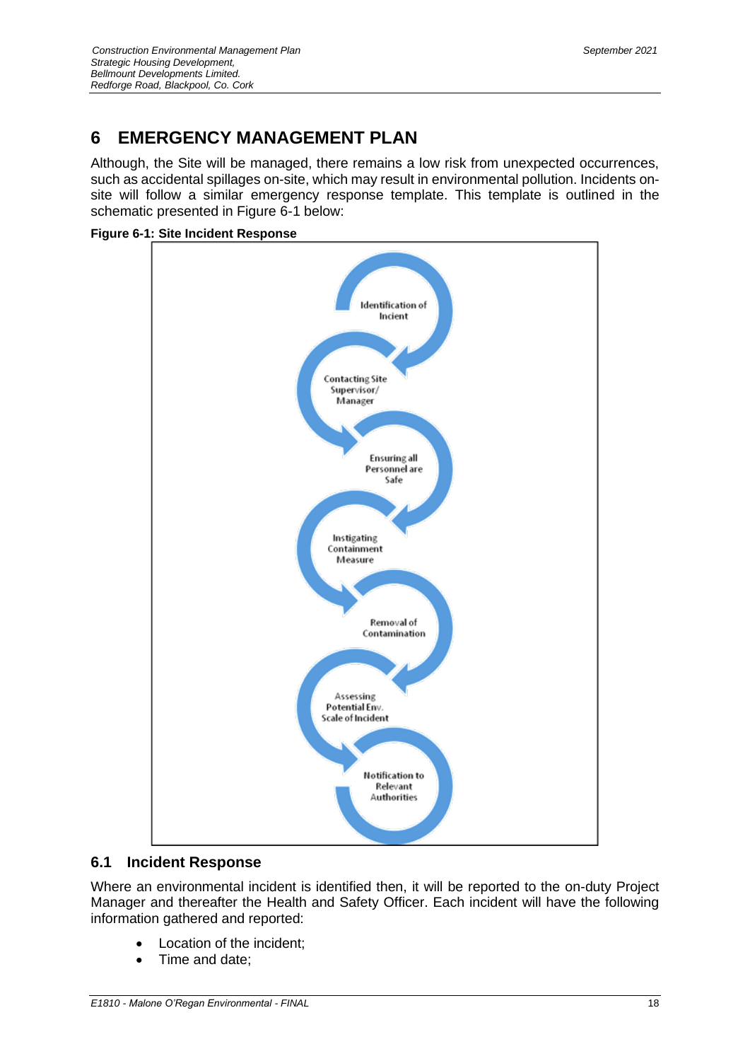# 6 EMERGENCY MANAGEMENT PLAN

Although, the Site will be managed, there remains a low risk from unexpected occurrences, such as accidental spillages on-site, which may result in environmental pollution. Incidents on-site will follow a similar emergency response template. This template is outlined in the schematic presented in Figure 6-1 below:

**Figure 6-1: Site Incident Response**

Identification of Incient

Contacting Site Supervisor/ Manager

Ensuring all Personnel are Safe

Instigating Containment Measure

Removal of Contamination

Assessing Potential Env. Scale of Incident

Notification to Relevant Authorities

## 6.1 Incident Response

Where an environmental incident is identified then, it will be reported to the on-duty Project Manager and thereafter the Health and Safety Officer. Each incident will have the following information gathered and reported:

- Location of the incident;
- Time and date;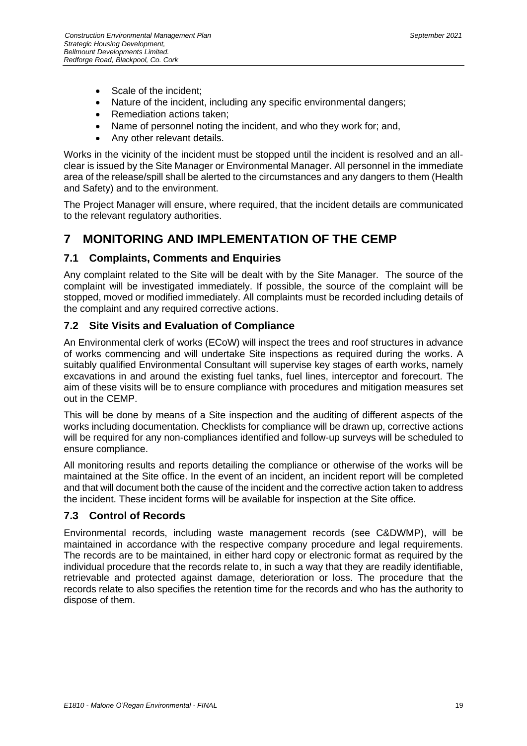- Scale of the incident;
- Nature of the incident, including any specific environmental dangers;
- Remediation actions taken;
- Name of personnel noting the incident, and who they work for; and,
- Any other relevant details.

Works in the vicinity of the incident must be stopped until the incident is resolved and an all-clear is issued by the Site Manager or Environmental Manager. All personnel in the immediate area of the release/spill shall be alerted to the circumstances and any dangers to them (Health and Safety) and to the environment.

The Project Manager will ensure, where required, that the incident details are communicated to the relevant regulatory authorities.

# 7 MONITORING AND IMPLEMENTATION OF THE CEMP

## 7.1 Complaints, Comments and Enquiries

Any complaint related to the Site will be dealt with by the Site Manager. The source of the complaint will be investigated immediately. If possible, the source of the complaint will be stopped, moved or modified immediately. All complaints must be recorded including details of the complaint and any required corrective actions.

## 7.2 Site Visits and Evaluation of Compliance

An Environmental clerk of works (ECoW) will inspect the trees and roof structures in advance of works commencing and will undertake Site inspections as required during the works. A suitably qualified Environmental Consultant will supervise key stages of earth works, namely excavations in and around the existing fuel tanks, fuel lines, interceptor and forecourt. The aim of these visits will be to ensure compliance with procedures and mitigation measures set out in the CEMP.

This will be done by means of a Site inspection and the auditing of different aspects of the works including documentation. Checklists for compliance will be drawn up, corrective actions will be required for any non-compliances identified and follow-up surveys will be scheduled to ensure compliance.

All monitoring results and reports detailing the compliance or otherwise of the works will be maintained at the Site office. In the event of an incident, an incident report will be completed and that will document both the cause of the incident and the corrective action taken to address the incident. These incident forms will be available for inspection at the Site office.

## 7.3 Control of Records

Environmental records, including waste management records (see C&DWMP), will be maintained in accordance with the respective company procedure and legal requirements. The records are to be maintained, in either hard copy or electronic format as required by the individual procedure that the records relate to, in such a way that they are readily identifiable, retrievable and protected against damage, deterioration or loss. The procedure that the records relate to also specifies the retention time for the records and who has the authority to dispose of them.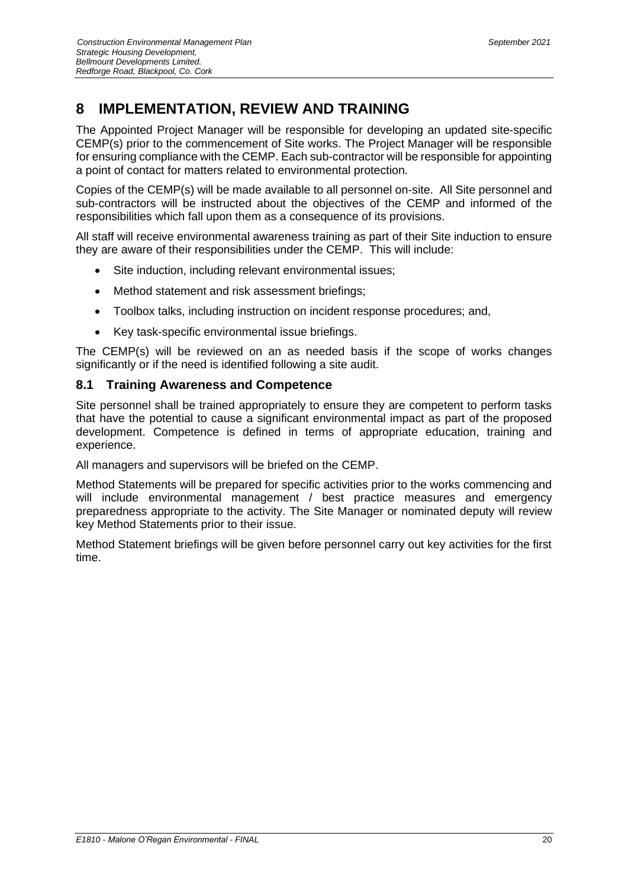# 8 IMPLEMENTATION, REVIEW AND TRAINING

The Appointed Project Manager will be responsible for developing an updated site-specific CEMP(s) prior to the commencement of Site works. The Project Manager will be responsible for ensuring compliance with the CEMP. Each sub-contractor will be responsible for appointing a point of contact for matters related to environmental protection.

Copies of the CEMP(s) will be made available to all personnel on-site. All Site personnel and sub-contractors will be instructed about the objectives of the CEMP and informed of the responsibilities which fall upon them as a consequence of its provisions.

All staff will receive environmental awareness training as part of their Site induction to ensure they are aware of their responsibilities under the CEMP. This will include:

- Site induction, including relevant environmental issues;
- Method statement and risk assessment briefings;
- Toolbox talks, including instruction on incident response procedures; and,
- Key task-specific environmental issue briefings.

The CEMP(s) will be reviewed on an as needed basis if the scope of works changes significantly or if the need is identified following a site audit.

## 8.1 Training Awareness and Competence

Site personnel shall be trained appropriately to ensure they are competent to perform tasks that have the potential to cause a significant environmental impact as part of the proposed development. Competence is defined in terms of appropriate education, training and experience.

All managers and supervisors will be briefed on the CEMP.

Method Statements will be prepared for specific activities prior to the works commencing and will include environmental management / best practice measures and emergency preparedness appropriate to the activity. The Site Manager or nominated deputy will review key Method Statements prior to their issue.

Method Statement briefings will be given before personnel carry out key activities for the first time.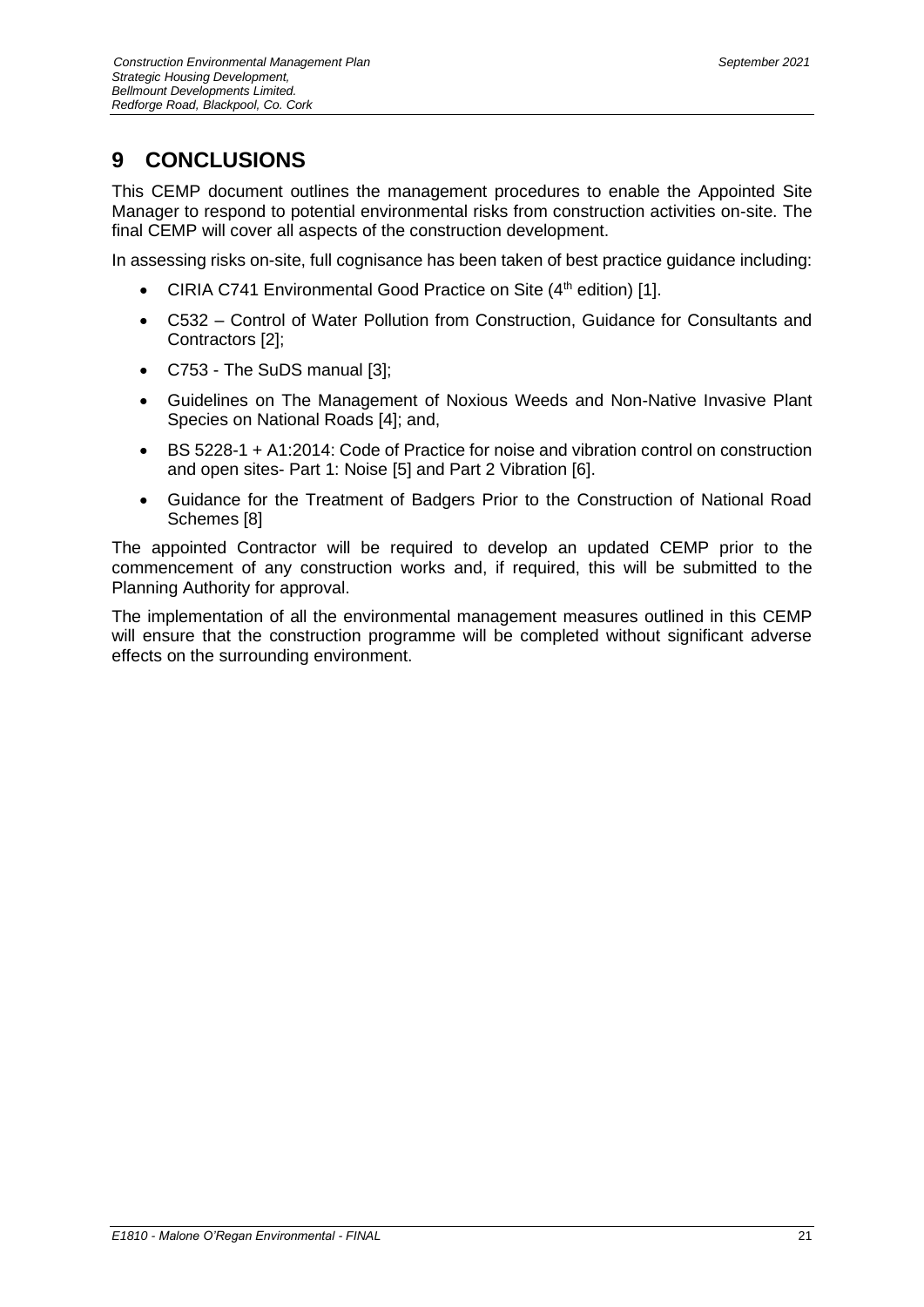# 9 CONCLUSIONS

This CEMP document outlines the management procedures to enable the Appointed Site Manager to respond to potential environmental risks from construction activities on-site. The final CEMP will cover all aspects of the construction development.

In assessing risks on-site, full cognisance has been taken of best practice guidance including:

- CIRIA C741 Environmental Good Practice on Site (4th edition) [1].
- C532 – Control of Water Pollution from Construction, Guidance for Consultants and Contractors [2];
- C753 - The SuDS manual [3];
- Guidelines on The Management of Noxious Weeds and Non-Native Invasive Plant Species on National Roads [4]; and,
- BS 5228-1 + A1:2014: Code of Practice for noise and vibration control on construction and open sites- Part 1: Noise [5] and Part 2 Vibration [6].
- Guidance for the Treatment of Badgers Prior to the Construction of National Road Schemes [8]

The appointed Contractor will be required to develop an updated CEMP prior to the commencement of any construction works and, if required, this will be submitted to the Planning Authority for approval.

The implementation of all the environmental management measures outlined in this CEMP will ensure that the construction programme will be completed without significant adverse effects on the surrounding environment.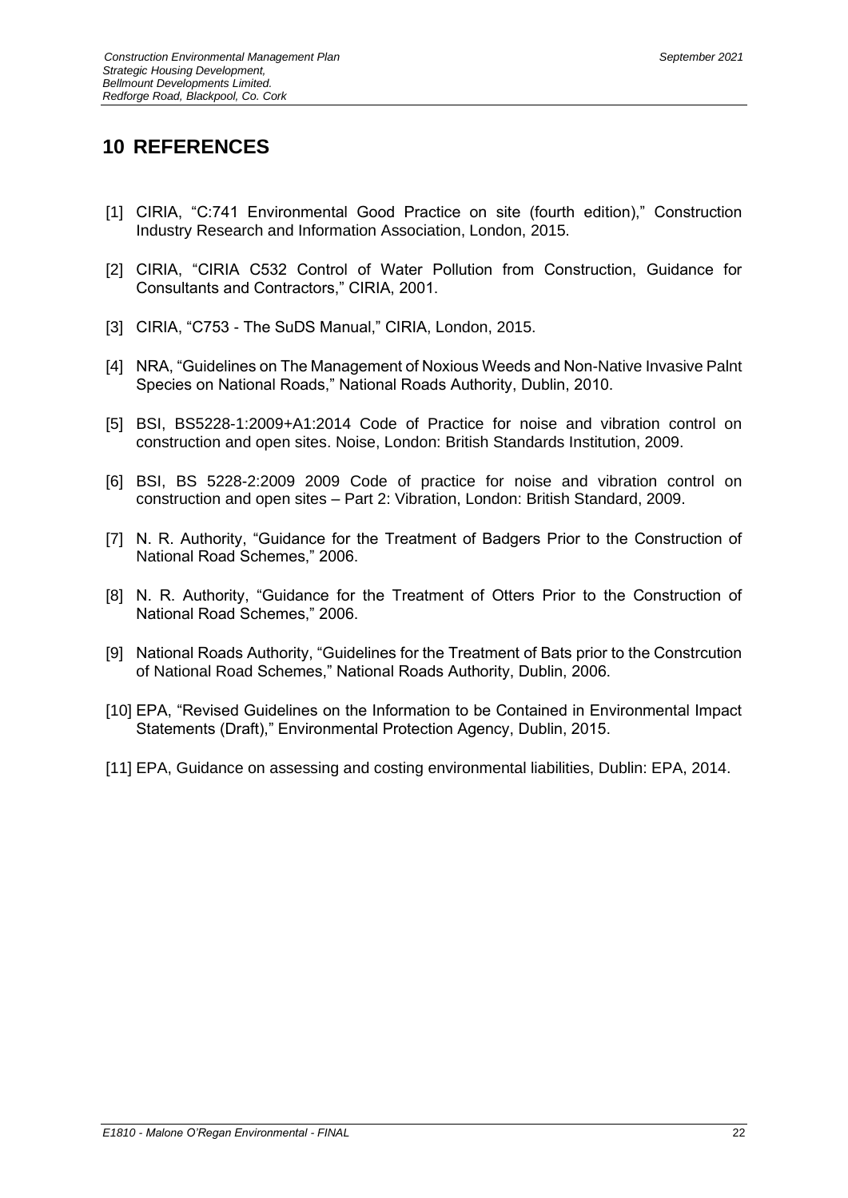# 10 REFERENCES

[1] CIRIA, "C:741 Environmental Good Practice on site (fourth edition)," Construction Industry Research and Information Association, London, 2015.

[2] CIRIA, "CIRIA C532 Control of Water Pollution from Construction, Guidance for Consultants and Contractors," CIRIA, 2001.

[3] CIRIA, "C753 - The SuDS Manual," CIRIA, London, 2015.

[4] NRA, "Guidelines on The Management of Noxious Weeds and Non-Native Invasive Palnt Species on National Roads," National Roads Authority, Dublin, 2010.

[5] BSI, BS5228-1:2009+A1:2014 Code of Practice for noise and vibration control on construction and open sites. Noise, London: British Standards Institution, 2009.

[6] BSI, BS 5228-2:2009 2009 Code of practice for noise and vibration control on construction and open sites – Part 2: Vibration, London: British Standard, 2009.

[7] N. R. Authority, "Guidance for the Treatment of Badgers Prior to the Construction of National Road Schemes," 2006.

[8] N. R. Authority, "Guidance for the Treatment of Otters Prior to the Construction of National Road Schemes," 2006.

[9] National Roads Authority, "Guidelines for the Treatment of Bats prior to the Constrcution of National Road Schemes," National Roads Authority, Dublin, 2006.

[10] EPA, "Revised Guidelines on the Information to be Contained in Environmental Impact Statements (Draft)," Environmental Protection Agency, Dublin, 2015.

[11] EPA, Guidance on assessing and costing environmental liabilities, Dublin: EPA, 2014.